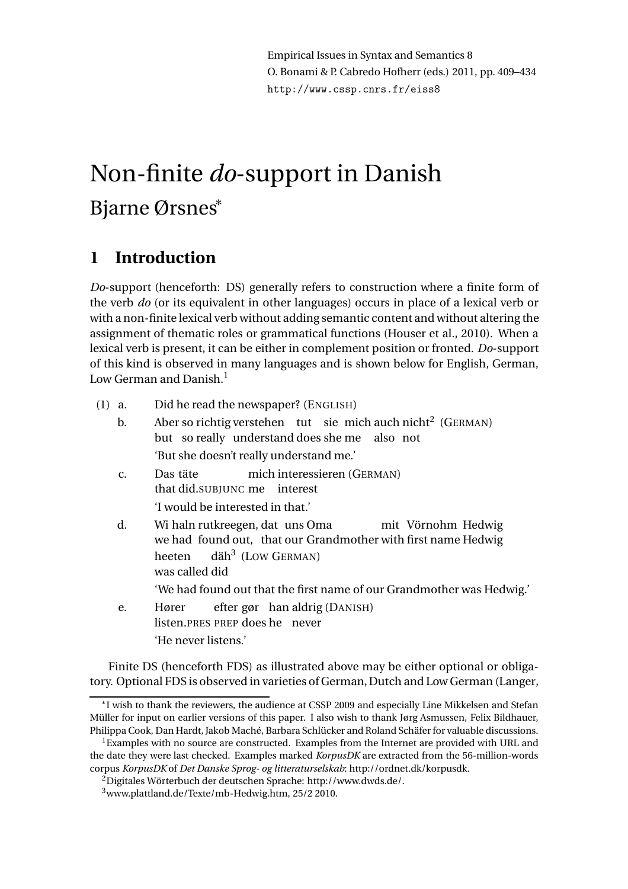Empirical Issues in Syntax and Semantics 8
O. Bonami & P. Cabredo Hofherr (eds.) 2011, pp. 409–434
http://www.cssp.cnrs.fr/eiss8

# Non-finite *do*-support in Danish

Bjarne Ørsnes*

## 1 Introduction

*Do*-support (henceforth: DS) generally refers to construction where a finite form of the verb *do* (or its equivalent in other languages) occurs in place of a lexical verb or with a non-finite lexical verb without adding semantic content and without altering the assignment of thematic roles or grammatical functions (Houser et al., 2010). When a lexical verb is present, it can be either in complement position or fronted. *Do*-support of this kind is observed in many languages and is shown below for English, German, Low German and Danish.[1]

(1) a. Did he read the newspaper? (ENGLISH)

b. Aber so richtig verstehen tut sie mich auch nicht[2] (GERMAN)
but so really understand does she me also not
'But she doesn't really understand me.'

c. Das täte mich interessieren (GERMAN)
that did.SUBJUNC me interest
'I would be interested in that.'

d. Wi haln rutkreegen, dat uns Oma mit Vörnohm Hedwig heeten däh[3] (LOW GERMAN)
we had found out, that our Grandmother with first name Hedwig was called did
'We had found out that the first name of our Grandmother was Hedwig.'

e. Hører efter gør han aldrig (DANISH)
listen.PRES PREP does he never
'He never listens.'

Finite DS (henceforth FDS) as illustrated above may be either optional or obligatory. Optional FDS is observed in varieties of German, Dutch and Low German (Langer,

---

*I wish to thank the reviewers, the audience at CSSP 2009 and especially Line Mikkelsen and Stefan Müller for input on earlier versions of this paper. I also wish to thank Jørg Asmussen, Felix Bildhauer, Philippa Cook, Dan Hardt, Jakob Maché, Barbara Schlücker and Roland Schäfer for valuable discussions.

[1] Examples with no source are constructed. Examples from the Internet are provided with URL and the date they were last checked. Examples marked *KorpusDK* are extracted from the 56-million-words corpus *KorpusDK* of *Det Danske Sprog- og litteraturselskab*: http://ordnet.dk/korpusdk.

[2] Digitales Wörterbuch der deutschen Sprache: http://www.dwds.de/.

[3] www.plattland.de/Texte/mb-Hedwig.htm, 25/2 2010.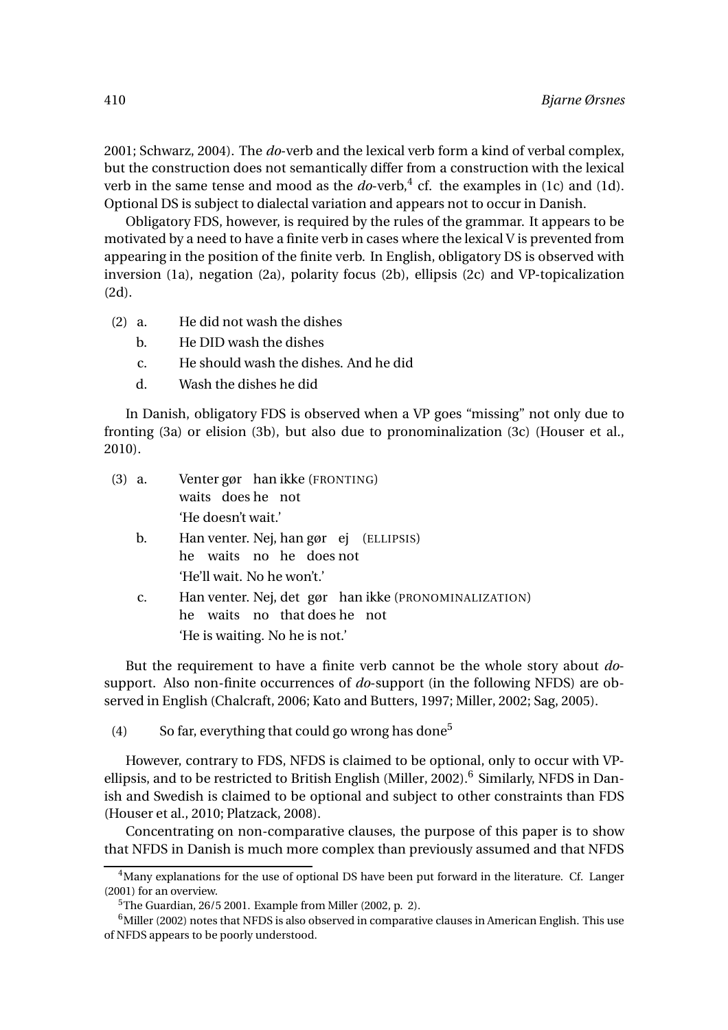2001; Schwarz, 2004). The *do*-verb and the lexical verb form a kind of verbal complex, but the construction does not semantically differ from a construction with the lexical verb in the same tense and mood as the *do*-verb,[4] cf. the examples in (1c) and (1d). Optional DS is subject to dialectal variation and appears not to occur in Danish.

Obligatory FDS, however, is required by the rules of the grammar. It appears to be motivated by a need to have a finite verb in cases where the lexical V is prevented from appearing in the position of the finite verb. In English, obligatory DS is observed with inversion (1a), negation (2a), polarity focus (2b), ellipsis (2c) and VP-topicalization (2d).

(2) a. He did not wash the dishes
  b. He DID wash the dishes
  c. He should wash the dishes. And he did
  d. Wash the dishes he did

In Danish, obligatory FDS is observed when a VP goes "missing" not only due to fronting (3a) or elision (3b), but also due to pronominalization (3c) (Houser et al., 2010).

(3) a. Venter gør han ikke (FRONTING)
  waits does he not
  'He doesn't wait.'
  b. Han venter. Nej, han gør ej (ELLIPSIS)
  he waits no he does not
  'He'll wait. No he won't.'
  c. Han venter. Nej, det gør han ikke (PRONOMINALIZATION)
  he waits no that does he not
  'He is waiting. No he is not.'

But the requirement to have a finite verb cannot be the whole story about *do*-support. Also non-finite occurrences of *do*-support (in the following NFDS) are observed in English (Chalcraft, 2006; Kato and Butters, 1997; Miller, 2002; Sag, 2005).

(4) So far, everything that could go wrong has done[5]

However, contrary to FDS, NFDS is claimed to be optional, only to occur with VP-ellipsis, and to be restricted to British English (Miller, 2002).[6] Similarly, NFDS in Danish and Swedish is claimed to be optional and subject to other constraints than FDS (Houser et al., 2010; Platzack, 2008).

Concentrating on non-comparative clauses, the purpose of this paper is to show that NFDS in Danish is much more complex than previously assumed and that NFDS

[4] Many explanations for the use of optional DS have been put forward in the literature. Cf. Langer (2001) for an overview.

[5] The Guardian, 26/5 2001. Example from Miller (2002, p. 2).

[6] Miller (2002) notes that NFDS is also observed in comparative clauses in American English. This use of NFDS appears to be poorly understood.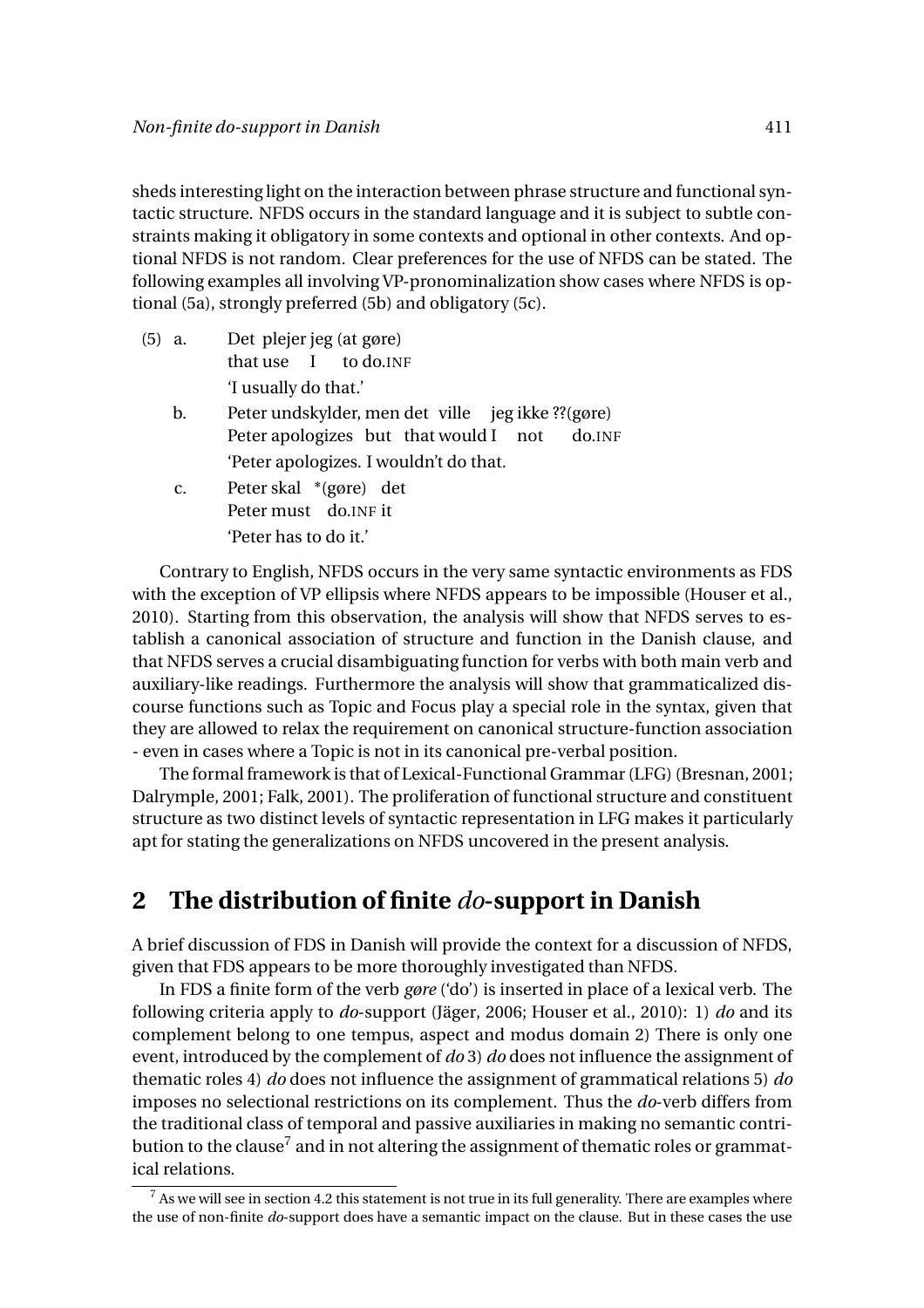sheds interesting light on the interaction between phrase structure and functional syntactic structure. NFDS occurs in the standard language and it is subject to subtle constraints making it obligatory in some contexts and optional in other contexts. And optional NFDS is not random. Clear preferences for the use of NFDS can be stated. The following examples all involving VP-pronominalization show cases where NFDS is optional (5a), strongly preferred (5b) and obligatory (5c).

(5) a. Det plejer jeg (at gøre)
    that use I to do.INF
    'I usually do that.'

  b. Peter undskylder, men det ville jeg ikke ??(gøre)
    Peter apologizes but that would I not do.INF
    'Peter apologizes. I wouldn't do that.

  c. Peter skal *(gøre) det
    Peter must do.INF it
    'Peter has to do it.'

Contrary to English, NFDS occurs in the very same syntactic environments as FDS with the exception of VP ellipsis where NFDS appears to be impossible (Houser et al., 2010). Starting from this observation, the analysis will show that NFDS serves to establish a canonical association of structure and function in the Danish clause, and that NFDS serves a crucial disambiguating function for verbs with both main verb and auxiliary-like readings. Furthermore the analysis will show that grammaticalized discourse functions such as Topic and Focus play a special role in the syntax, given that they are allowed to relax the requirement on canonical structure-function association - even in cases where a Topic is not in its canonical pre-verbal position.

The formal framework is that of Lexical-Functional Grammar (LFG) (Bresnan, 2001; Dalrymple, 2001; Falk, 2001). The proliferation of functional structure and constituent structure as two distinct levels of syntactic representation in LFG makes it particularly apt for stating the generalizations on NFDS uncovered in the present analysis.

## 2 The distribution of finite *do*-support in Danish

A brief discussion of FDS in Danish will provide the context for a discussion of NFDS, given that FDS appears to be more thoroughly investigated than NFDS.

In FDS a finite form of the verb *gøre* ('do') is inserted in place of a lexical verb. The following criteria apply to *do*-support (Jäger, 2006; Houser et al., 2010): 1) *do* and its complement belong to one tempus, aspect and modus domain 2) There is only one event, introduced by the complement of *do* 3) *do* does not influence the assignment of thematic roles 4) *do* does not influence the assignment of grammatical relations 5) *do* imposes no selectional restrictions on its complement. Thus the *do*-verb differs from the traditional class of temporal and passive auxiliaries in making no semantic contribution to the clause[7] and in not altering the assignment of thematic roles or grammatical relations.

[7] As we will see in section 4.2 this statement is not true in its full generality. There are examples where the use of non-finite *do*-support does have a semantic impact on the clause. But in these cases the use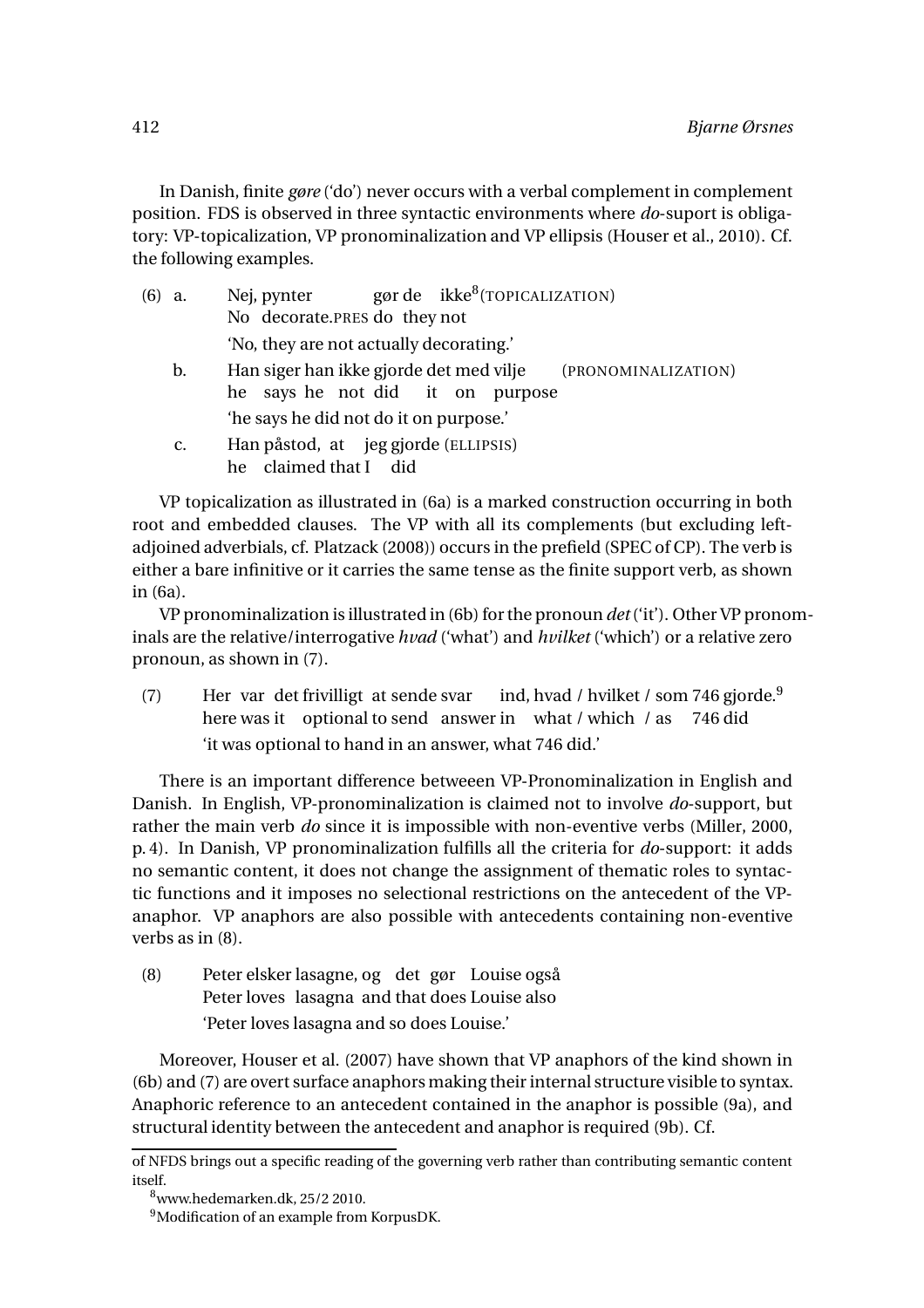In Danish, finite *gøre* ('do') never occurs with a verbal complement in complement position. FDS is observed in three syntactic environments where *do*-suport is obligatory: VP-topicalization, VP pronominalization and VP ellipsis (Houser et al., 2010). Cf. the following examples.

(6) a. Nej, pynter gør de ikke[8] (TOPICALIZATION)
No decorate.PRES do they not
'No, they are not actually decorating.'

b. Han siger han ikke gjorde det med vilje (PRONOMINALIZATION)
he says he not did it on purpose
'he says he did not do it on purpose.'

c. Han påstod, at jeg gjorde (ELLIPSIS)
he claimed that I did

VP topicalization as illustrated in (6a) is a marked construction occurring in both root and embedded clauses. The VP with all its complements (but excluding left-adjoined adverbials, cf. Platzack (2008)) occurs in the prefield (SPEC of CP). The verb is either a bare infinitive or it carries the same tense as the finite support verb, as shown in (6a).

VP pronominalization is illustrated in (6b) for the pronoun *det* ('it'). Other VP pronominals are the relative/interrogative *hvad* ('what') and *hvilket* ('which') or a relative zero pronoun, as shown in (7).

(7) Her var det frivilligt at sende svar ind, hvad / hvilket / som 746 gjorde.[9]
here was it optional to send answer in what / which / as 746 did
'it was optional to hand in an answer, what 746 did.'

There is an important difference betweeen VP-Pronominalization in English and Danish. In English, VP-pronominalization is claimed not to involve *do*-support, but rather the main verb *do* since it is impossible with non-eventive verbs (Miller, 2000, p. 4). In Danish, VP pronominalization fulfills all the criteria for *do*-support: it adds no semantic content, it does not change the assignment of thematic roles to syntactic functions and it imposes no selectional restrictions on the antecedent of the VP-anaphor. VP anaphors are also possible with antecedents containing non-eventive verbs as in (8).

(8) Peter elsker lasagne, og det gør Louise også
Peter loves lasagna and that does Louise also
'Peter loves lasagna and so does Louise.'

Moreover, Houser et al. (2007) have shown that VP anaphors of the kind shown in (6b) and (7) are overt surface anaphors making their internal structure visible to syntax. Anaphoric reference to an antecedent contained in the anaphor is possible (9a), and structural identity between the antecedent and anaphor is required (9b). Cf.

---

of NFDS brings out a specific reading of the governing verb rather than contributing semantic content itself.

[8] www.hedemarken.dk, 25/2 2010.

[9] Modification of an example from KorpusDK.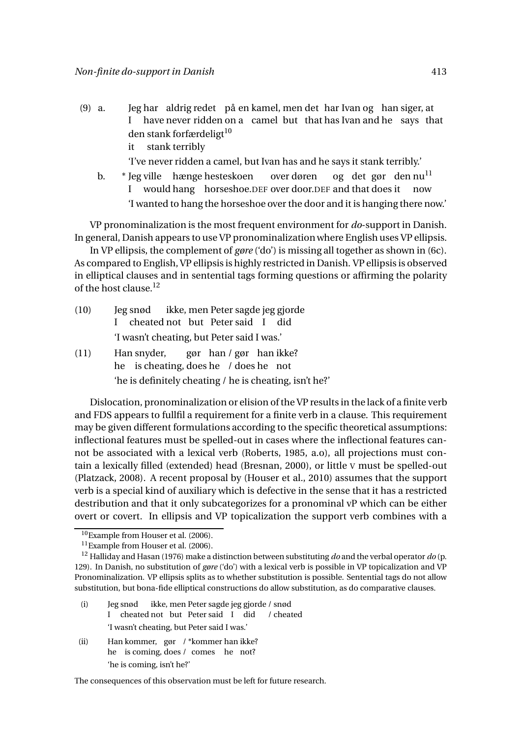(9) a. Jeg har aldrig redet på en kamel, men det har Ivan og han siger, at den stank forfærdeligt[10]
I have never ridden on a camel but that has Ivan and he says that it stank terribly
'I've never ridden a camel, but Ivan has and he says it stank terribly.'

b. * Jeg ville hænge hesteskoen over døren og det gør den nu[11]
I would hang horseshoe.DEF over door.DEF and that does it now
'I wanted to hang the horseshoe over the door and it is hanging there now.'

VP pronominalization is the most frequent environment for *do*-support in Danish. In general, Danish appears to use VP pronominalization where English uses VP ellipsis.

In VP ellipsis, the complement of *gøre* ('do') is missing all together as shown in (6c). As compared to English, VP ellipsis is highly restricted in Danish. VP ellipsis is observed in elliptical clauses and in sentential tags forming questions or affirming the polarity of the host clause.[12]

(10) Jeg snød ikke, men Peter sagde jeg gjorde
I cheated not but Peter said I did
'I wasn't cheating, but Peter said I was.'

(11) Han snyder, gør han / gør han ikke?
he is cheating, does he / does he not
'he is definitely cheating / he is cheating, isn't he?'

Dislocation, pronominalization or elision of the VP results in the lack of a finite verb and FDS appears to fullfil a requirement for a finite verb in a clause. This requirement may be given different formulations according to the specific theoretical assumptions: inflectional features must be spelled-out in cases where the inflectional features cannot be associated with a lexical verb (Roberts, 1985, a.o), all projections must contain a lexically filled (extended) head (Bresnan, 2000), or little V must be spelled-out (Platzack, 2008). A recent proposal by (Houser et al., 2010) assumes that the support verb is a special kind of auxiliary which is defective in the sense that it has a restricted destribution and that it only subcategorizes for a pronominal vP which can be either overt or covert. In ellipsis and VP topicalization the support verb combines with a

---

[10] Example from Houser et al. (2006).

[11] Example from Houser et al. (2006).

[12] Halliday and Hasan (1976) make a distinction between substituting *do* and the verbal operator *do* (p. 129). In Danish, no substitution of *gøre* ('do') with a lexical verb is possible in VP topicalization and VP Pronominalization. VP ellipsis splits as to whether substitution is possible. Sentential tags do not allow substitution, but bona-fide elliptical constructions do allow substitution, as do comparative clauses.

(i) Jeg snød ikke, men Peter sagde jeg gjorde / snød
I cheated not but Peter said I did / cheated
'I wasn't cheating, but Peter said I was.'

(ii) Han kommer, gør / *kommer han ikke?
he is coming, does / comes he not?
'he is coming, isn't he?'

The consequences of this observation must be left for future research.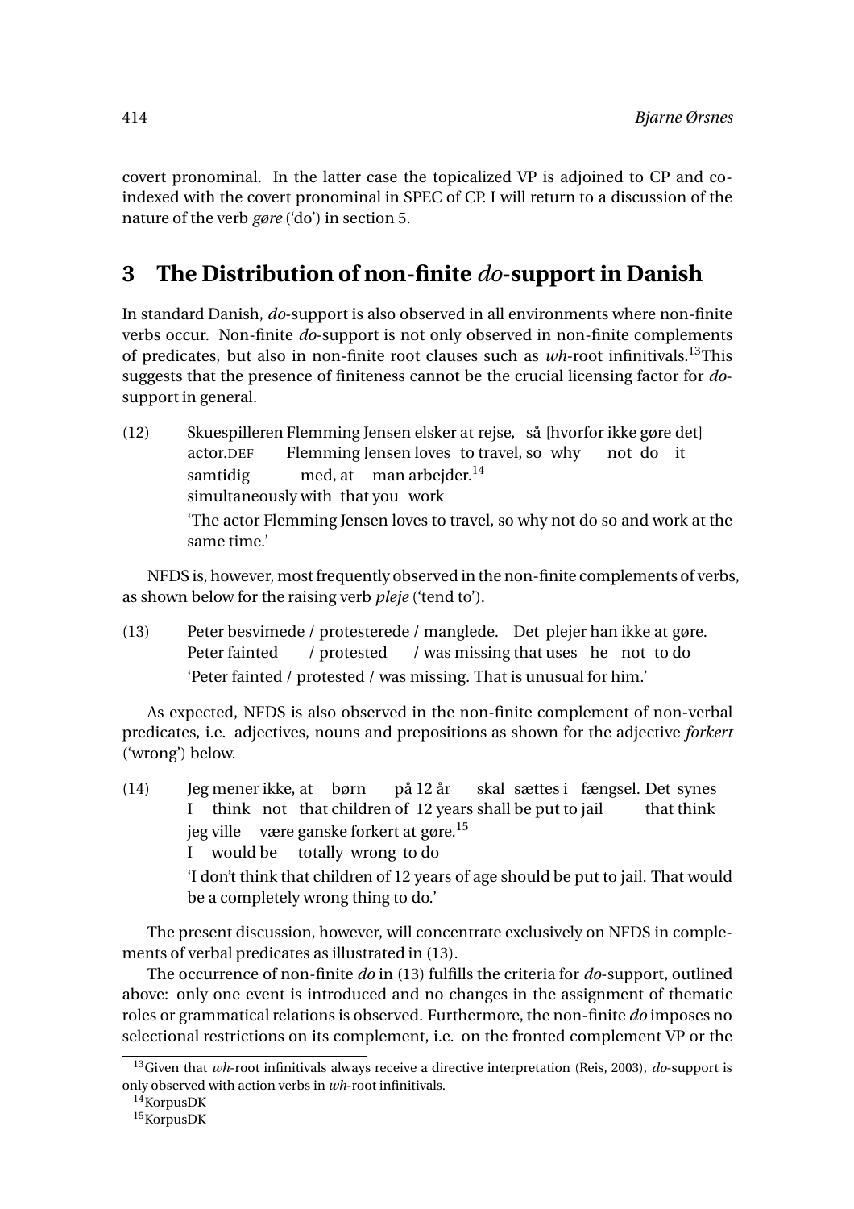covert pronominal. In the latter case the topicalized VP is adjoined to CP and co-indexed with the covert pronominal in SPEC of CP. I will return to a discussion of the nature of the verb *gøre* ('do') in section 5.

## 3 The Distribution of non-finite *do*-support in Danish

In standard Danish, ***do***-support is also observed in all environments where non-finite verbs occur. Non-finite *do*-support is not only observed in non-finite complements of predicates, but also in non-finite root clauses such as *wh*-root infinitivals.[13] This suggests that the presence of finiteness cannot be the crucial licensing factor for *do*-support in general.

(12) Skuespilleren Flemming Jensen elsker at rejse, så [hvorfor ikke gøre det] samtidig med, at man arbejder.[14]
actor.DEF Flemming Jensen loves to travel, so why not do it simultaneously with that you work
'The actor Flemming Jensen loves to travel, so why not do so and work at the same time.'

NFDS is, however, most frequently observed in the non-finite complements of verbs, as shown below for the raising verb *pleje* ('tend to').

(13) Peter besvimede / protesterede / manglede. Det plejer han ikke at gøre.
Peter fainted / protested / was missing that uses he not to do
'Peter fainted / protested / was missing. That is unusual for him.'

As expected, NFDS is also observed in the non-finite complement of non-verbal predicates, i.e. adjectives, nouns and prepositions as shown for the adjective *forkert* ('wrong') below.

(14) Jeg mener ikke, at børn på 12 år skal sættes i fængsel. Det synes jeg ville være ganske forkert at gøre.[15]
I think not that children of 12 years shall be put to jail that think I would be totally wrong to do
'I don't think that children of 12 years of age should be put to jail. That would be a completely wrong thing to do.'

The present discussion, however, will concentrate exclusively on NFDS in complements of verbal predicates as illustrated in (13).

The occurrence of non-finite *do* in (13) fulfills the criteria for *do*-support, outlined above: only one event is introduced and no changes in the assignment of thematic roles or grammatical relations is observed. Furthermore, the non-finite *do* imposes no selectional restrictions on its complement, i.e. on the fronted complement VP or the

[13] Given that *wh*-root infinitivals always receive a directive interpretation (Reis, 2003), *do*-support is only observed with action verbs in *wh*-root infinitivals.

[14] KorpusDK

[15] KorpusDK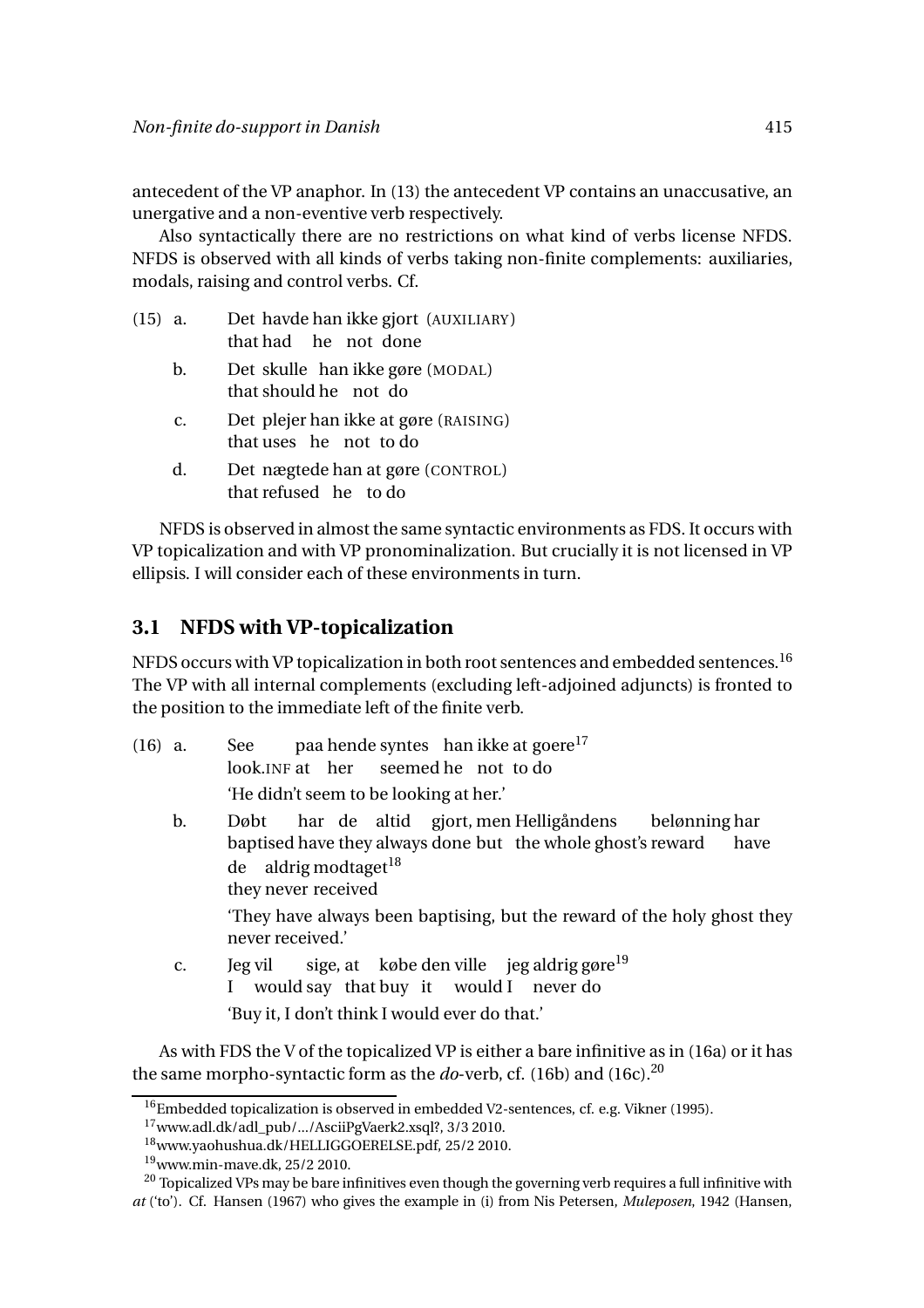antecedent of the VP anaphor. In (13) the antecedent VP contains an unaccusative, an unergative and a non-eventive verb respectively.

Also syntactically there are no restrictions on what kind of verbs license NFDS. NFDS is observed with all kinds of verbs taking non-finite complements: auxiliaries, modals, raising and control verbs. Cf.

(15) a. Det havde han ikke gjort (AUXILIARY)
that had he not done

b. Det skulle han ikke gøre (MODAL)
that should he not do

c. Det plejer han ikke at gøre (RAISING)
that uses he not to do

d. Det nægtede han at gøre (CONTROL)
that refused he to do

NFDS is observed in almost the same syntactic environments as FDS. It occurs with VP topicalization and with VP pronominalization. But crucially it is not licensed in VP ellipsis. I will consider each of these environments in turn.

### 3.1 NFDS with VP-topicalization

NFDS occurs with VP topicalization in both root sentences and embedded sentences.[16] The VP with all internal complements (excluding left-adjoined adjuncts) is fronted to the position to the immediate left of the finite verb.

(16) a. See paa hende syntes han ikke at goere[17]
look.INF at her seemed he not to do
'He didn't seem to be looking at her.'

b. Døbt har de altid gjort, men Helligåndens belønning har de aldrig modtaget[18]
baptised have they always done but the whole ghost's reward have they never received
'They have always been baptising, but the reward of the holy ghost they never received.'

c. Jeg vil sige, at købe den ville jeg aldrig gøre[19]
I would say that buy it would I never do
'Buy it, I don't think I would ever do that.'

As with FDS the V of the topicalized VP is either a bare infinitive as in (16a) or it has the same morpho-syntactic form as the *do*-verb, cf. (16b) and (16c).[20]

[16] Embedded topicalization is observed in embedded V2-sentences, cf. e.g. Vikner (1995).

[17] www.adl.dk/adl_pub/.../AsciiPgVaerk2.xsql?, 3/3 2010.

[18] www.yaohushua.dk/HELLIGGOERELSE.pdf, 25/2 2010.

[19] www.min-mave.dk, 25/2 2010.

[20] Topicalized VPs may be bare infinitives even though the governing verb requires a full infinitive with *at* ('to'). Cf. Hansen (1967) who gives the example in (i) from Nis Petersen, *Muleposen*, 1942 (Hansen,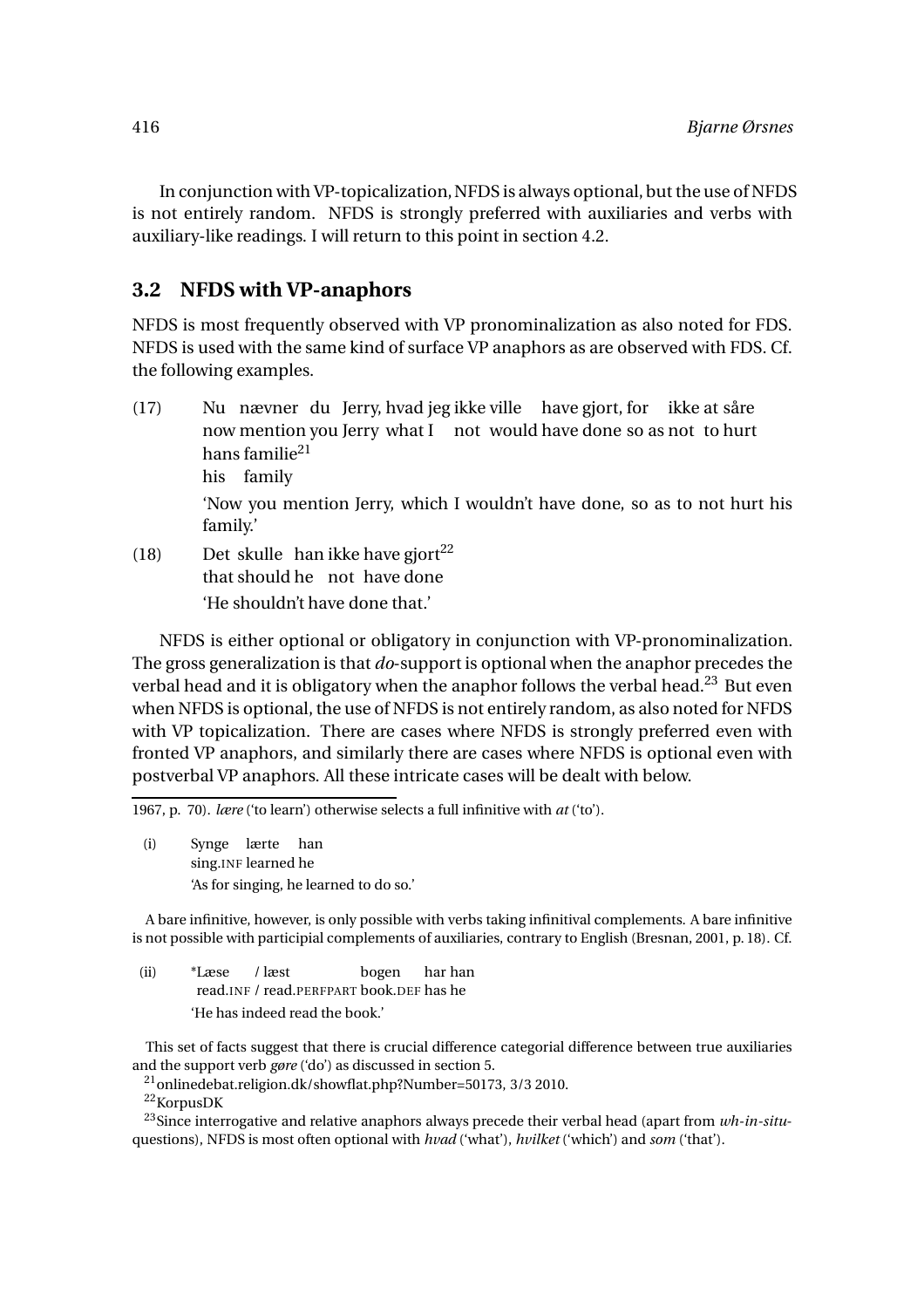In conjunction with VP-topicalization, NFDS is always optional, but the use of NFDS is not entirely random. NFDS is strongly preferred with auxiliaries and verbs with auxiliary-like readings. I will return to this point in section 4.2.

## 3.2 NFDS with VP-anaphors

NFDS is most frequently observed with VP pronominalization as also noted for FDS. NFDS is used with the same kind of surface VP anaphors as are observed with FDS. Cf. the following examples.

(17) Nu nævner du Jerry, hvad jeg ikke ville have gjort, for ikke at såre hans familie[21]
now mention you Jerry what I not would have done so as not to hurt his family
'Now you mention Jerry, which I wouldn't have done, so as to not hurt his family.'

(18) Det skulle han ikke have gjort[22]
that should he not have done
'He shouldn't have done that.'

NFDS is either optional or obligatory in conjunction with VP-pronominalization. The gross generalization is that *do*-support is optional when the anaphor precedes the verbal head and it is obligatory when the anaphor follows the verbal head.[23] But even when NFDS is optional, the use of NFDS is not entirely random, as also noted for NFDS with VP topicalization. There are cases where NFDS is strongly preferred even with fronted VP anaphors, and similarly there are cases where NFDS is optional even with postverbal VP anaphors. All these intricate cases will be dealt with below.

---

1967, p. 70). *lære* ('to learn') otherwise selects a full infinitive with *at* ('to').

(i) Synge lærte han
sing.INF learned he
'As for singing, he learned to do so.'

A bare infinitive, however, is only possible with verbs taking infinitival complements. A bare infinitive is not possible with participial complements of auxiliaries, contrary to English (Bresnan, 2001, p. 18). Cf.

(ii) \*Læse / læst bogen har han
read.INF / read.PERFPART book.DEF has he
'He has indeed read the book.'

This set of facts suggest that there is crucial difference categorial difference between true auxiliaries and the support verb *gøre* ('do') as discussed in section 5.

[21] onlinedebat.religion.dk/showflat.php?Number=50173, 3/3 2010.

[22] KorpusDK

[23] Since interrogative and relative anaphors always precede their verbal head (apart from *wh-in-situ*-questions), NFDS is most often optional with *hvad* ('what'), *hvilket* ('which') and *som* ('that').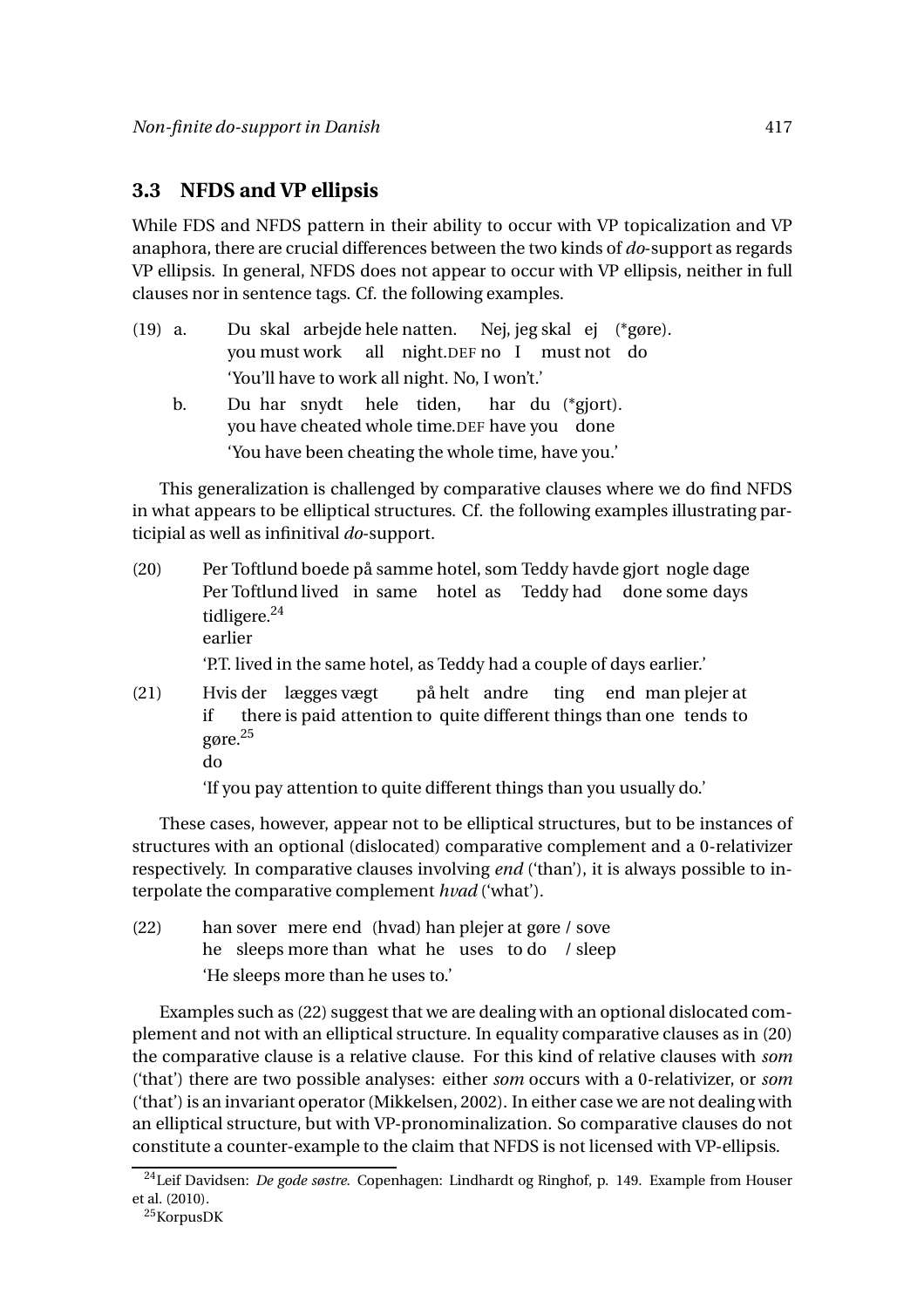### 3.3 NFDS and VP ellipsis

While FDS and NFDS pattern in their ability to occur with VP topicalization and VP anaphora, there are crucial differences between the two kinds of *do*-support as regards VP ellipsis. In general, NFDS does not appear to occur with VP ellipsis, neither in full clauses nor in sentence tags. Cf. the following examples.

(19) a. Du skal arbejde hele natten. Nej, jeg skal ej (*gøre).
you must work all night.DEF no I must not do
'You'll have to work all night. No, I won't.'

b. Du har snydt hele tiden, har du (*gjort).
you have cheated whole time.DEF have you done
'You have been cheating the whole time, have you.'

This generalization is challenged by comparative clauses where we do find NFDS in what appears to be elliptical structures. Cf. the following examples illustrating participial as well as infinitival *do*-support.

(20) Per Toftlund boede på samme hotel, som Teddy havde gjort nogle dage tidligere.[24]
Per Toftlund lived in same hotel as Teddy had done some days earlier
'P.T. lived in the same hotel, as Teddy had a couple of days earlier.'

(21) Hvis der lægges vægt på helt andre ting end man plejer at gøre.[25]
if there is paid attention to quite different things than one tends to do
'If you pay attention to quite different things than you usually do.'

These cases, however, appear not to be elliptical structures, but to be instances of structures with an optional (dislocated) comparative complement and a 0-relativizer respectively. In comparative clauses involving *end* ('than'), it is always possible to interpolate the comparative complement *hvad* ('what').

(22) han sover mere end (hvad) han plejer at gøre / sove
he sleeps more than what he uses to do / sleep
'He sleeps more than he uses to.'

Examples such as (22) suggest that we are dealing with an optional dislocated complement and not with an elliptical structure. In equality comparative clauses as in (20) the comparative clause is a relative clause. For this kind of relative clauses with *som* ('that') there are two possible analyses: either *som* occurs with a 0-relativizer, or *som* ('that') is an invariant operator (Mikkelsen, 2002). In either case we are not dealing with an elliptical structure, but with VP-pronominalization. So comparative clauses do not constitute a counter-example to the claim that NFDS is not licensed with VP-ellipsis.

---

[24] Leif Davidsen: *De gode søstre*. Copenhagen: Lindhardt og Ringhof, p. 149. Example from Houser et al. (2010).

[25] KorpusDK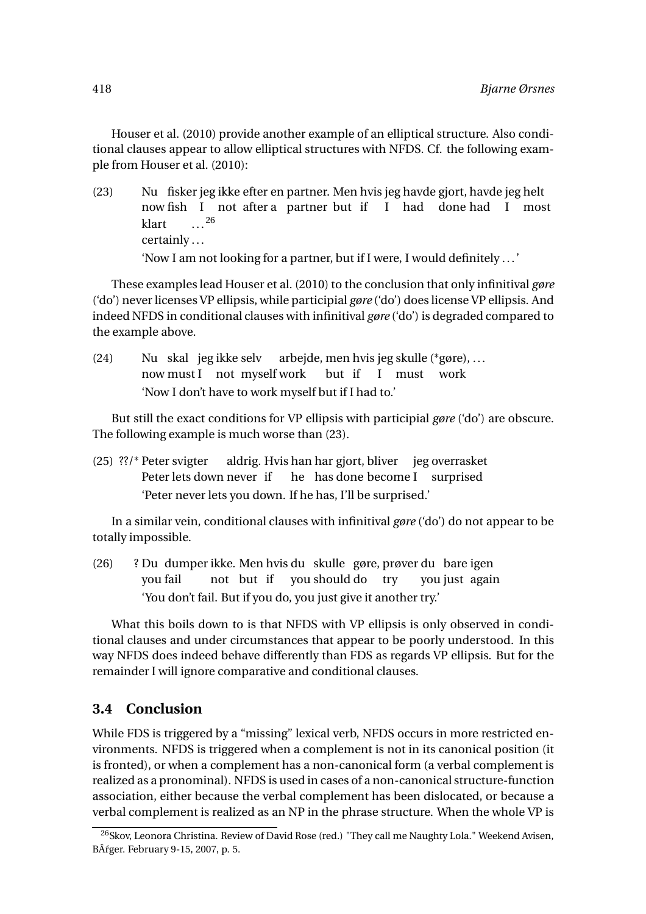Houser et al. (2010) provide another example of an elliptical structure. Also conditional clauses appear to allow elliptical structures with NFDS. Cf. the following example from Houser et al. (2010):

(23) Nu fisker jeg ikke efter en partner. Men hvis jeg havde gjort, havde jeg helt klart …[26]
now fish I not after a partner but if I had done had I most certainly …
'Now I am not looking for a partner, but if I were, I would definitely …'

These examples lead Houser et al. (2010) to the conclusion that only infinitival *gøre* ('do') never licenses VP ellipsis, while participial *gøre* ('do') does license VP ellipsis. And indeed NFDS in conditional clauses with infinitival *gøre* ('do') is degraded compared to the example above.

(24) Nu skal jeg ikke selv arbejde, men hvis jeg skulle (*gøre), …
now must I not myself work but if I must work
'Now I don't have to work myself but if I had to.'

But still the exact conditions for VP ellipsis with participial *gøre* ('do') are obscure. The following example is much worse than (23).

(25) ??/* Peter svigter aldrig. Hvis han har gjort, bliver jeg overrasket
Peter lets down never if he has done become I surprised
'Peter never lets you down. If he has, I'll be surprised.'

In a similar vein, conditional clauses with infinitival *gøre* ('do') do not appear to be totally impossible.

(26) ? Du dumper ikke. Men hvis du skulle gøre, prøver du bare igen
you fail not but if you should do try you just again
'You don't fail. But if you do, you just give it another try.'

What this boils down to is that NFDS with VP ellipsis is only observed in conditional clauses and under circumstances that appear to be poorly understood. In this way NFDS does indeed behave differently than FDS as regards VP ellipsis. But for the remainder I will ignore comparative and conditional clauses.

## 3.4 Conclusion

While FDS is triggered by a "missing" lexical verb, NFDS occurs in more restricted environments. NFDS is triggered when a complement is not in its canonical position (it is fronted), or when a complement has a non-canonical form (a verbal complement is realized as a pronominal). NFDS is used in cases of a non-canonical structure-function association, either because the verbal complement has been dislocated, or because a verbal complement is realized as an NP in the phrase structure. When the whole VP is

[26] Skov, Leonora Christina. Review of David Rose (red.) "They call me Naughty Lola." Weekend Avisen, BÅŕger. February 9-15, 2007, p. 5.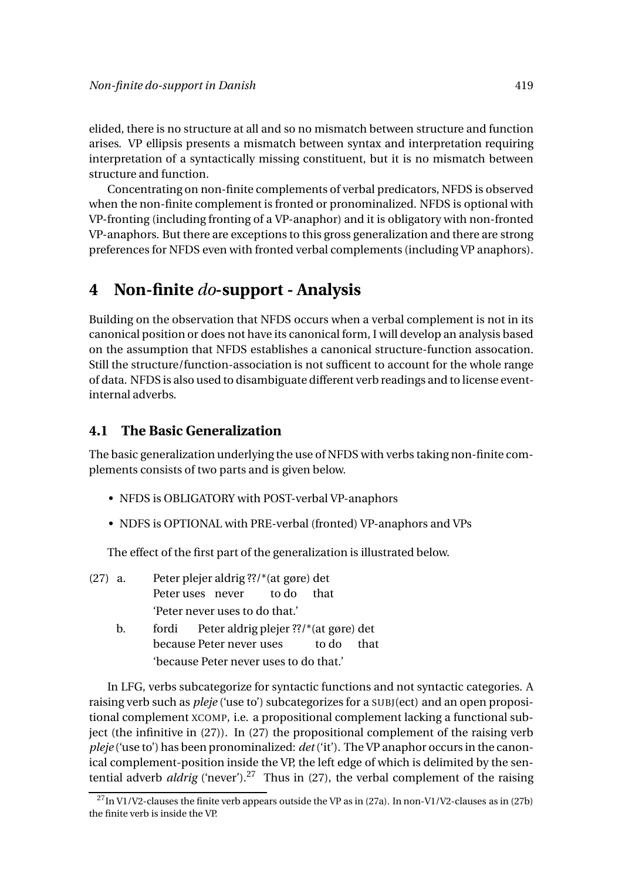elided, there is no structure at all and so no mismatch between structure and function arises. VP ellipsis presents a mismatch between syntax and interpretation requiring interpretation of a syntactically missing constituent, but it is no mismatch between structure and function.

Concentrating on non-finite complements of verbal predicators, NFDS is observed when the non-finite complement is fronted or pronominalized. NFDS is optional with VP-fronting (including fronting of a VP-anaphor) and it is obligatory with non-fronted VP-anaphors. But there are exceptions to this gross generalization and there are strong preferences for NFDS even with fronted verbal complements (including VP anaphors).

# 4 Non-finite *do*-support - Analysis

Building on the observation that NFDS occurs when a verbal complement is not in its canonical position or does not have its canonical form, I will develop an analysis based on the assumption that NFDS establishes a canonical structure-function assocation. Still the structure/function-association is not sufficent to account for the whole range of data. NFDS is also used to disambiguate different verb readings and to license event-internal adverbs.

## 4.1 The Basic Generalization

The basic generalization underlying the use of NFDS with verbs taking non-finite complements consists of two parts and is given below.

- NFDS is OBLIGATORY with POST-verbal VP-anaphors
- NDFS is OPTIONAL with PRE-verbal (fronted) VP-anaphors and VPs

The effect of the first part of the generalization is illustrated below.

(27) a. Peter plejer aldrig ??/*(at gøre) det
Peter uses never to do that
'Peter never uses to do that.'

b. fordi Peter aldrig plejer ??/*(at gøre) det
because Peter never uses to do that
'because Peter never uses to do that.'

In LFG, verbs subcategorize for syntactic functions and not syntactic categories. A raising verb such as *pleje* ('use to') subcategorizes for a SUBJ(ect) and an open propositional complement XCOMP, i.e. a propositional complement lacking a functional subject (the infinitive in (27)). In (27) the propositional complement of the raising verb *pleje* ('use to') has been pronominalized: *det* ('it'). The VP anaphor occurs in the canonical complement-position inside the VP, the left edge of which is delimited by the sentential adverb *aldrig* ('never').[27] Thus in (27), the verbal complement of the raising

[27] In V1/V2-clauses the finite verb appears outside the VP as in (27a). In non-V1/V2-clauses as in (27b) the finite verb is inside the VP.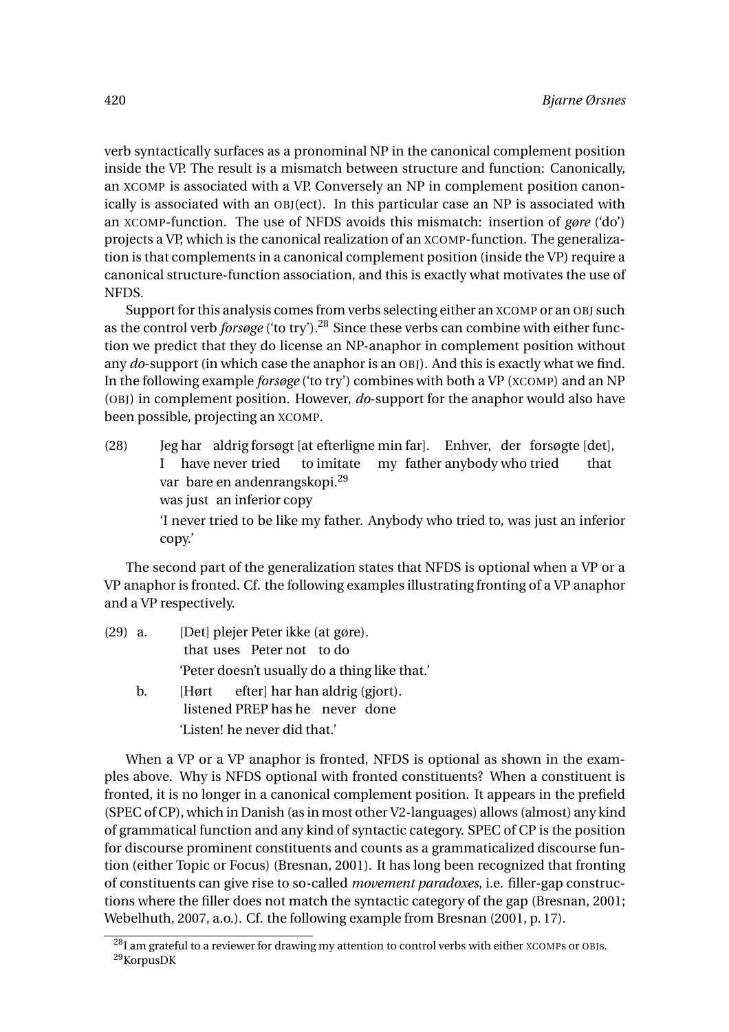verb syntactically surfaces as a pronominal NP in the canonical complement position inside the VP. The result is a mismatch between structure and function: Canonically, an XCOMP is associated with a VP. Conversely an NP in complement position canonically is associated with an OBJ(ect). In this particular case an NP is associated with an XCOMP-function. The use of NFDS avoids this mismatch: insertion of *gøre* ('do') projects a VP, which is the canonical realization of an XCOMP-function. The generalization is that complements in a canonical complement position (inside the VP) require a canonical structure-function association, and this is exactly what motivates the use of NFDS.

Support for this analysis comes from verbs selecting either an XCOMP or an OBJ such as the control verb *forsøge* ('to try').[28] Since these verbs can combine with either function we predict that they do license an NP-anaphor in complement position without any *do*-support (in which case the anaphor is an OBJ). And this is exactly what we find. In the following example *forsøge* ('to try') combines with both a VP (XCOMP) and an NP (OBJ) in complement position. However, *do*-support for the anaphor would also have been possible, projecting an XCOMP.

(28) Jeg har aldrig forsøgt [at efterligne min far]. Enhver, der forsøgte [det], var bare en andenrangskopi.[29]
I have never tried to imitate my father anybody who tried that was just an inferior copy
'I never tried to be like my father. Anybody who tried to, was just an inferior copy.'

The second part of the generalization states that NFDS is optional when a VP or a VP anaphor is fronted. Cf. the following examples illustrating fronting of a VP anaphor and a VP respectively.

(29) a. [Det] plejer Peter ikke (at gøre).
that uses Peter not to do
'Peter doesn't usually do a thing like that.'

b. [Hørt efter] har han aldrig (gjort).
listened PREP has he never done
'Listen! he never did that.'

When a VP or a VP anaphor is fronted, NFDS is optional as shown in the examples above. Why is NFDS optional with fronted constituents? When a constituent is fronted, it is no longer in a canonical complement position. It appears in the prefield (SPEC of CP), which in Danish (as in most other V2-languages) allows (almost) any kind of grammatical function and any kind of syntactic category. SPEC of CP is the position for discourse prominent constituents and counts as a grammaticalized discourse funtion (either Topic or Focus) (Bresnan, 2001). It has long been recognized that fronting of constituents can give rise to so-called *movement paradoxes*, i.e. filler-gap constructions where the filler does not match the syntactic category of the gap (Bresnan, 2001; Webelhuth, 2007, a.o.). Cf. the following example from Bresnan (2001, p. 17).

[28] I am grateful to a reviewer for drawing my attention to control verbs with either XCOMPs or OBJs.

[29] KorpusDK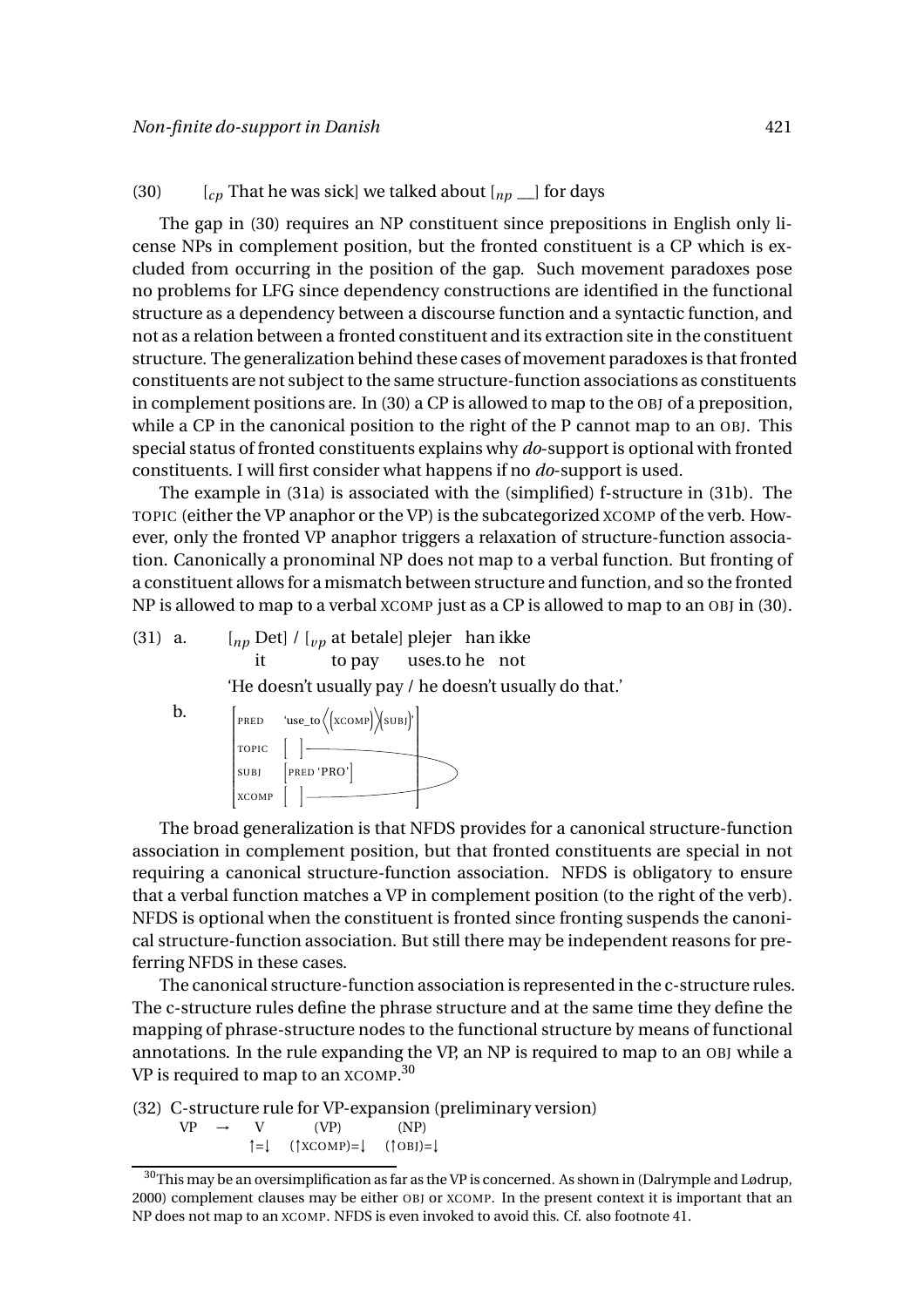(30) $[_{cp}$ That he was sick] we talked about $[_{np}$ __] for days

The gap in (30) requires an NP constituent since prepositions in English only license NPs in complement position, but the fronted constituent is a CP which is excluded from occurring in the position of the gap. Such movement paradoxes pose no problems for LFG since dependency constructions are identified in the functional structure as a dependency between a discourse function and a syntactic function, and not as a relation between a fronted constituent and its extraction site in the constituent structure. The generalization behind these cases of movement paradoxes is that fronted constituents are not subject to the same structure-function associations as constituents in complement positions are. In (30) a CP is allowed to map to the OBJ of a preposition, while a CP in the canonical position to the right of the P cannot map to an OBJ. This special status of fronted constituents explains why *do*-support is optional with fronted constituents. I will first consider what happens if no *do*-support is used.

The example in (31a) is associated with the (simplified) f-structure in (31b). The TOPIC (either the VP anaphor or the VP) is the subcategorized XCOMP of the verb. However, only the fronted VP anaphor triggers a relaxation of structure-function association. Canonically a pronominal NP does not map to a verbal function. But fronting of a constituent allows for a mismatch between structure and function, and so the fronted NP is allowed to map to a verbal XCOMP just as a CP is allowed to map to an OBJ in (30).

(31) a. $[_{np}$ Det] / $[_{vp}$ at betale] plejer han ikke
it / to pay uses.to he not
'He doesn't usually pay / he doesn't usually do that.'

b.
```
[ PRED    'use_to⟨(XCOMP)⟩(SUBJ)' ]
[ TOPIC   [ ] ————————————┐        ]
[ SUBJ    [PRED 'PRO']    │        ]
[ XCOMP   [ ] ————————————┘        ]
```

The broad generalization is that NFDS provides for a canonical structure-function association in complement position, but that fronted constituents are special in not requiring a canonical structure-function association. NFDS is obligatory to ensure that a verbal function matches a VP in complement position (to the right of the verb). NFDS is optional when the constituent is fronted since fronting suspends the canonical structure-function association. But still there may be independent reasons for preferring NFDS in these cases.

The canonical structure-function association is represented in the c-structure rules. The c-structure rules define the phrase structure and at the same time they define the mapping of phrase-structure nodes to the functional structure by means of functional annotations. In the rule expanding the VP, an NP is required to map to an OBJ while a VP is required to map to an XCOMP.[30]

(32) C-structure rule for VP-expansion (preliminary version)

$$\text{VP} \rightarrow \underset{\uparrow=\downarrow}{\text{V}} \quad \underset{(\uparrow\text{XCOMP})=\downarrow}{(\text{VP})} \quad \underset{(\uparrow\text{OBJ})=\downarrow}{(\text{NP})}$$

[30] This may be an oversimplification as far as the VP is concerned. As shown in (Dalrymple and Lødrup, 2000) complement clauses may be either OBJ or XCOMP. In the present context it is important that an NP does not map to an XCOMP. NFDS is even invoked to avoid this. Cf. also footnote 41.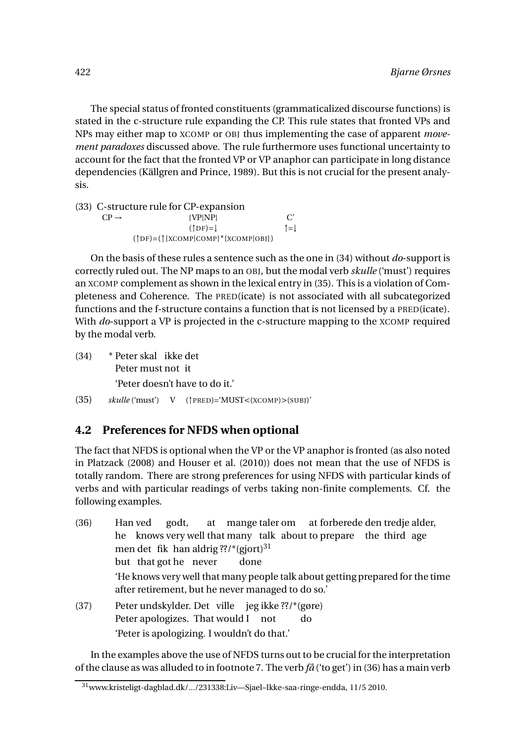The special status of fronted constituents (grammaticalized discourse functions) is stated in the c-structure rule expanding the CP. This rule states that fronted VPs and NPs may either map to XCOMP or OBJ thus implementing the case of apparent *movement paradoxes* discussed above. The rule furthermore uses functional uncertainty to account for the fact that the fronted VP or VP anaphor can participate in long distance dependencies (Källgren and Prince, 1989). But this is not crucial for the present analysis.

(33) C-structure rule for CP-expansion

$$\text{CP} \rightarrow \begin{array}{c} \{\text{VP}|\text{NP}\} \\ (\uparrow \text{DF}) = \downarrow \\ (\uparrow \text{DF}) = (\uparrow \{\text{XCOMP}|\text{COMP}\}^{*} \{\text{XCOMP}|\text{OBJ}\}) \end{array} \quad \begin{array}{c} \text{C'} \\ \uparrow = \downarrow \\ \phantom{x} \end{array}$$

On the basis of these rules a sentence such as the one in (34) without *do*-support is correctly ruled out. The NP maps to an OBJ, but the modal verb *skulle* ('must') requires an XCOMP complement as shown in the lexical entry in (35). This is a violation of Completeness and Coherence. The PRED(icate) is not associated with all subcategorized functions and the f-structure contains a function that is not licensed by a PRED(icate). With *do*-support a VP is projected in the c-structure mapping to the XCOMP required by the modal verb.

(34) * Peter skal ikke det
  Peter must not it
  'Peter doesn't have to do it.'

(35) *skulle* ('must') V (↑PRED)='MUST<(XCOMP)>(SUBJ)'

## 4.2 Preferences for NFDS when optional

The fact that NFDS is optional when the VP or the VP anaphor is fronted (as also noted in Platzack (2008) and Houser et al. (2010)) does not mean that the use of NFDS is totally random. There are strong preferences for using NFDS with particular kinds of verbs and with particular readings of verbs taking non-finite complements. Cf. the following examples.

(36) Han ved godt, at mange taler om at forberede den tredje alder,
  he knows very well that many talk about to prepare the third age
  men det fik han aldrig ??/*(gjort)[31]
  but that got he never done
  'He knows very well that many people talk about getting prepared for the time after retirement, but he never managed to do so.'

(37) Peter undskylder. Det ville jeg ikke ??/*(gøre)
  Peter apologizes. That would I not do
  'Peter is apologizing. I wouldn't do that.'

In the examples above the use of NFDS turns out to be crucial for the interpretation of the clause as was alluded to in footnote 7. The verb *få* ('to get') in (36) has a main verb

[31] www.kristeligt-dagblad.dk/.../231338:Liv—Sjael–Ikke-saa-ringe-endda, 11/5 2010.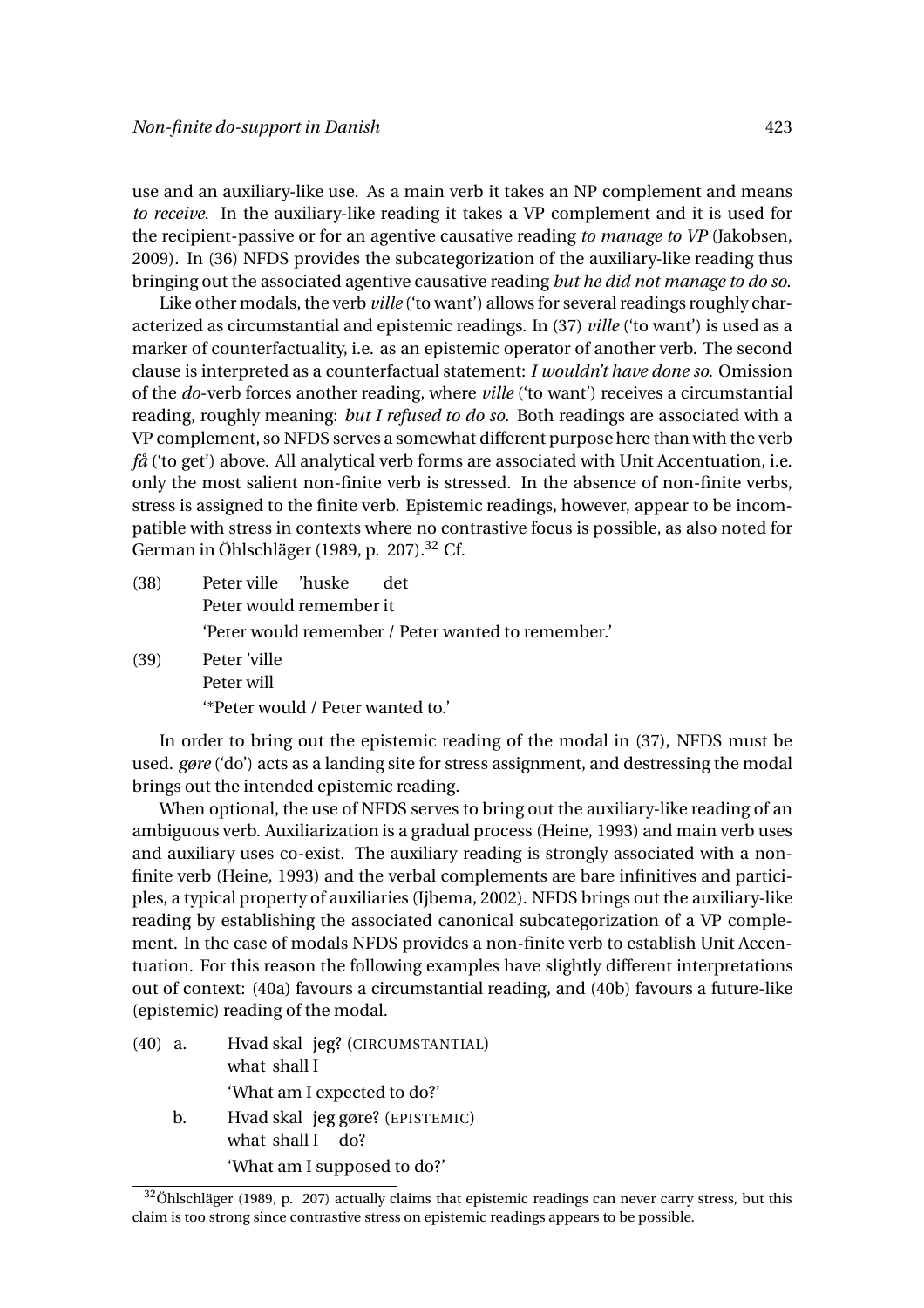use and an auxiliary-like use. As a main verb it takes an NP complement and means *to receive*. In the auxiliary-like reading it takes a VP complement and it is used for the recipient-passive or for an agentive causative reading *to manage to VP* (Jakobsen, 2009). In (36) NFDS provides the subcategorization of the auxiliary-like reading thus bringing out the associated agentive causative reading *but he did not manage to do so*.

Like other modals, the verb *ville* ('to want') allows for several readings roughly characterized as circumstantial and epistemic readings. In (37) *ville* ('to want') is used as a marker of counterfactuality, i.e. as an epistemic operator of another verb. The second clause is interpreted as a counterfactual statement: *I wouldn't have done so*. Omission of the *do*-verb forces another reading, where *ville* ('to want') receives a circumstantial reading, roughly meaning: *but I refused to do so*. Both readings are associated with a VP complement, so NFDS serves a somewhat different purpose here than with the verb *få* ('to get') above. All analytical verb forms are associated with Unit Accentuation, i.e. only the most salient non-finite verb is stressed. In the absence of non-finite verbs, stress is assigned to the finite verb. Epistemic readings, however, appear to be incompatible with stress in contexts where no contrastive focus is possible, as also noted for German in Öhlschläger (1989, p. 207).[32] Cf.

(38) Peter ville 'huske det
     Peter would remember it
     'Peter would remember / Peter wanted to remember.'

(39) Peter 'ville
     Peter will
     '*Peter would / Peter wanted to.'

In order to bring out the epistemic reading of the modal in (37), NFDS must be used. *gøre* ('do') acts as a landing site for stress assignment, and destressing the modal brings out the intended epistemic reading.

When optional, the use of NFDS serves to bring out the auxiliary-like reading of an ambiguous verb. Auxiliarization is a gradual process (Heine, 1993) and main verb uses and auxiliary uses co-exist. The auxiliary reading is strongly associated with a non-finite verb (Heine, 1993) and the verbal complements are bare infinitives and participles, a typical property of auxiliaries (Ijbema, 2002). NFDS brings out the auxiliary-like reading by establishing the associated canonical subcategorization of a VP complement. In the case of modals NFDS provides a non-finite verb to establish Unit Accentuation. For this reason the following examples have slightly different interpretations out of context: (40a) favours a circumstantial reading, and (40b) favours a future-like (epistemic) reading of the modal.

(40) a. Hvad skal jeg? (CIRCUMSTANTIAL)
        what shall I
        'What am I expected to do?'

     b. Hvad skal jeg gøre? (EPISTEMIC)
        what shall I do?
        'What am I supposed to do?'

[32] Öhlschläger (1989, p. 207) actually claims that epistemic readings can never carry stress, but this claim is too strong since contrastive stress on epistemic readings appears to be possible.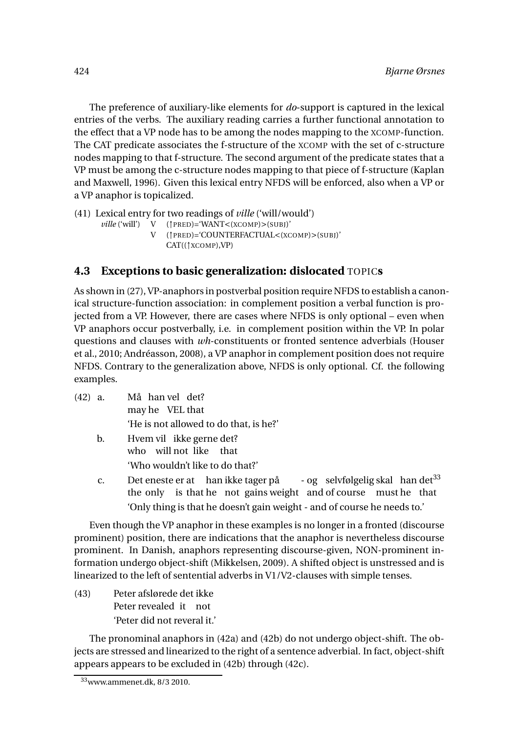The preference of auxiliary-like elements for *do*-support is captured in the lexical entries of the verbs. The auxiliary reading carries a further functional annotation to the effect that a VP node has to be among the nodes mapping to the XCOMP-function. The CAT predicate associates the f-structure of the XCOMP with the set of c-structure nodes mapping to that f-structure. The second argument of the predicate states that a VP must be among the c-structure nodes mapping to that piece of f-structure (Kaplan and Maxwell, 1996). Given this lexical entry NFDS will be enforced, also when a VP or a VP anaphor is topicalized.

(41) Lexical entry for two readings of *ville* ('will/would')

*ville* ('will') V (↑PRED)='WANT<(XCOMP)>(SUBJ)'
V (↑PRED)='COUNTERFACTUAL<(XCOMP)>(SUBJ)'
CAT((↑XCOMP),VP)

### 4.3 Exceptions to basic generalization: dislocated TOPICs

As shown in (27), VP-anaphors in postverbal position require NFDS to establish a canonical structure-function association: in complement position a verbal function is projected from a VP. However, there are cases where NFDS is only optional – even when VP anaphors occur postverbally, i.e. in complement position within the VP. In polar questions and clauses with *wh*-constituents or fronted sentence adverbials (Houser et al., 2010; Andréasson, 2008), a VP anaphor in complement position does not require NFDS. Contrary to the generalization above, NFDS is only optional. Cf. the following examples.

(42) a. Må han vel det?
may he VEL that
'He is not allowed to do that, is he?'

b. Hvem vil ikke gerne det?
who will not like that
'Who wouldn't like to do that?'

c. Det eneste er at han ikke tager på - og selvfølgelig skal han det[33]
the only is that he not gains weight and of course must he that
'Only thing is that he doesn't gain weight - and of course he needs to.'

Even though the VP anaphor in these examples is no longer in a fronted (discourse prominent) position, there are indications that the anaphor is nevertheless discourse prominent. In Danish, anaphors representing discourse-given, NON-prominent information undergo object-shift (Mikkelsen, 2009). A shifted object is unstressed and is linearized to the left of sentential adverbs in V1/V2-clauses with simple tenses.

(43) Peter afslørede det ikke
Peter revealed it not
'Peter did not reveral it.'

The pronominal anaphors in (42a) and (42b) do not undergo object-shift. The objects are stressed and linearized to the right of a sentence adverbial. In fact, object-shift appears appears to be excluded in (42b) through (42c).

[33] www.ammenet.dk, 8/3 2010.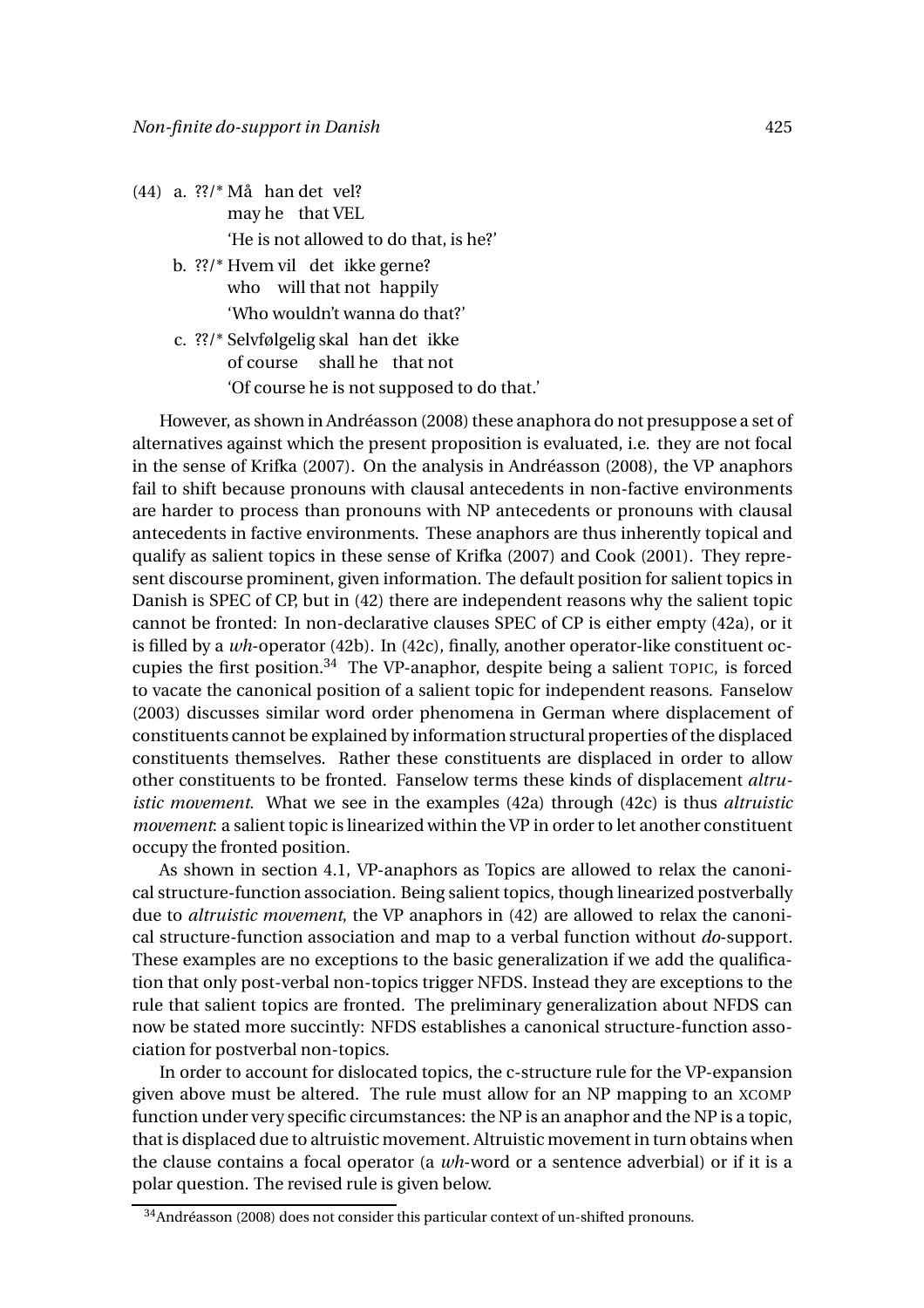(44) a. ??/* Må han det vel?
   may he that VEL
   'He is not allowed to do that, is he?'

  b. ??/* Hvem vil det ikke gerne?
   who will that not happily
   'Who wouldn't wanna do that?'

  c. ??/* Selvfølgelig skal han det ikke
   of course shall he that not
   'Of course he is not supposed to do that.'

However, as shown in Andréasson (2008) these anaphora do not presuppose a set of alternatives against which the present proposition is evaluated, i.e. they are not focal in the sense of Krifka (2007). On the analysis in Andréasson (2008), the VP anaphors fail to shift because pronouns with clausal antecedents in non-factive environments are harder to process than pronouns with NP antecedents or pronouns with clausal antecedents in factive environments. These anaphors are thus inherently topical and qualify as salient topics in these sense of Krifka (2007) and Cook (2001). They represent discourse prominent, given information. The default position for salient topics in Danish is SPEC of CP, but in (42) there are independent reasons why the salient topic cannot be fronted: In non-declarative clauses SPEC of CP is either empty (42a), or it is filled by a *wh*-operator (42b). In (42c), finally, another operator-like constituent occupies the first position.[34] The VP-anaphor, despite being a salient TOPIC, is forced to vacate the canonical position of a salient topic for independent reasons. Fanselow (2003) discusses similar word order phenomena in German where displacement of constituents cannot be explained by information structural properties of the displaced constituents themselves. Rather these constituents are displaced in order to allow other constituents to be fronted. Fanselow terms these kinds of displacement *altruistic movement*. What we see in the examples (42a) through (42c) is thus *altruistic movement*: a salient topic is linearized within the VP in order to let another constituent occupy the fronted position.

As shown in section 4.1, VP-anaphors as Topics are allowed to relax the canonical structure-function association. Being salient topics, though linearized postverbally due to *altruistic movement*, the VP anaphors in (42) are allowed to relax the canonical structure-function association and map to a verbal function without *do*-support. These examples are no exceptions to the basic generalization if we add the qualification that only post-verbal non-topics trigger NFDS. Instead they are exceptions to the rule that salient topics are fronted. The preliminary generalization about NFDS can now be stated more succintly: NFDS establishes a canonical structure-function association for postverbal non-topics.

In order to account for dislocated topics, the c-structure rule for the VP-expansion given above must be altered. The rule must allow for an NP mapping to an XCOMP function under very specific circumstances: the NP is an anaphor and the NP is a topic, that is displaced due to altruistic movement. Altruistic movement in turn obtains when the clause contains a focal operator (a *wh*-word or a sentence adverbial) or if it is a polar question. The revised rule is given below.

[34] Andréasson (2008) does not consider this particular context of un-shifted pronouns.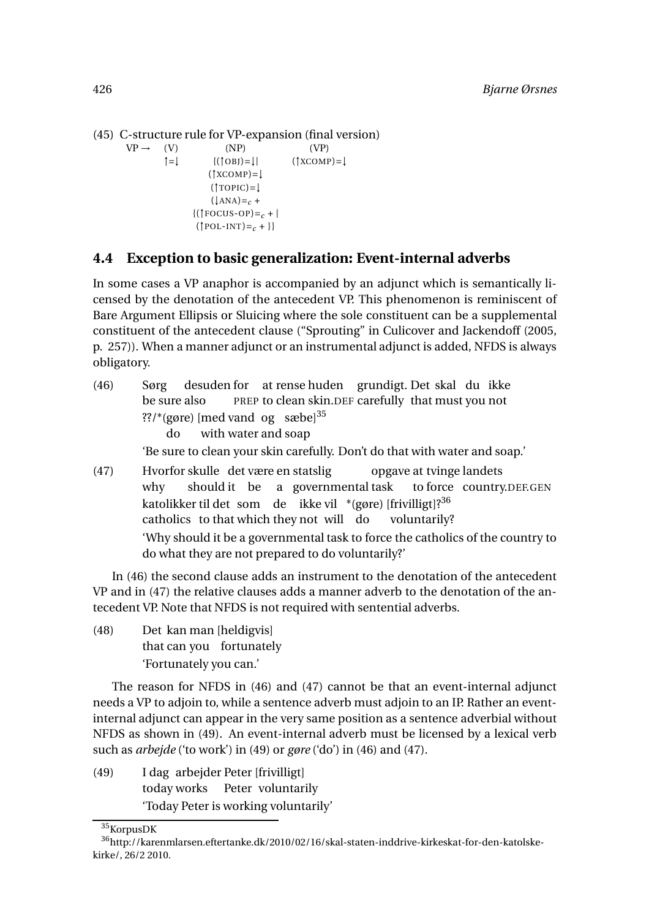(45) C-structure rule for VP-expansion (final version)

$$
\text{VP} \rightarrow \underset{\uparrow=\downarrow}{\text{(V)}} \quad \underset{\substack{\{(\uparrow\text{OBJ})=\downarrow \mid \\ (\uparrow\text{XCOMP})=\downarrow \\ (\uparrow\text{TOPIC})=\downarrow \\ (\downarrow\text{ANA})=_c + \\ \{(\uparrow\text{FOCUS-OP})=_c + \mid \\ (\uparrow\text{POL-INT})=_c + \}\}}}{\text{(NP)}} \quad \underset{(\uparrow\text{XCOMP})=\downarrow}{\text{(VP)}}
$$

## 4.4 Exception to basic generalization: Event-internal adverbs

In some cases a VP anaphor is accompanied by an adjunct which is semantically licensed by the denotation of the antecedent VP. This phenomenon is reminiscent of Bare Argument Ellipsis or Sluicing where the sole constituent can be a supplemental constituent of the antecedent clause ("Sprouting" in Culicover and Jackendoff (2005, p. 257)). When a manner adjunct or an instrumental adjunct is added, NFDS is always obligatory.

(46) Sørg desuden for at rense huden grundigt. Det skal du ikke
be sure also PREP to clean skin.DEF carefully that must you not
??/*(gøre) [med vand og sæbe][35]
do with water and soap
'Be sure to clean your skin carefully. Don't do that with water and soap.'

(47) Hvorfor skulle det være en statslig opgave at tvinge landets
why should it be a governmental task to force country.DEF.GEN
katolikker til det som de ikke vil *(gøre) [frivilligt]?[36]
catholics to that which they not will do voluntarily?
'Why should it be a governmental task to force the catholics of the country to do what they are not prepared to do voluntarily?'

In (46) the second clause adds an instrument to the denotation of the antecedent VP and in (47) the relative clauses adds a manner adverb to the denotation of the antecedent VP. Note that NFDS is not required with sentential adverbs.

(48) Det kan man [heldigvis]
that can you fortunately
'Fortunately you can.'

The reason for NFDS in (46) and (47) cannot be that an event-internal adjunct needs a VP to adjoin to, while a sentence adverb must adjoin to an IP. Rather an event-internal adjunct can appear in the very same position as a sentence adverbial without NFDS as shown in (49). An event-internal adverb must be licensed by a lexical verb such as *arbejde* ('to work') in (49) or *gøre* ('do') in (46) and (47).

(49) I dag arbejder Peter [frivilligt]
today works Peter voluntarily
'Today Peter is working voluntarily'

[35] KorpusDK

[36] http://karenmlarsen.eftertanke.dk/2010/02/16/skal-staten-inddrive-kirkeskat-for-den-katolske-kirke/, 26/2 2010.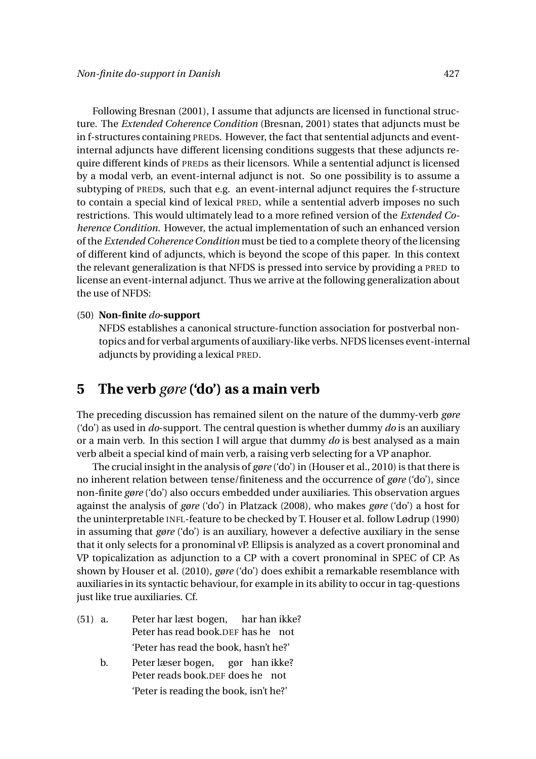Following Bresnan (2001), I assume that adjuncts are licensed in functional structure. The *Extended Coherence Condition* (Bresnan, 2001) states that adjuncts must be in f-structures containing PREDs. However, the fact that sentential adjuncts and event-internal adjuncts have different licensing conditions suggests that these adjuncts require different kinds of PREDs as their licensors. While a sentential adjunct is licensed by a modal verb, an event-internal adjunct is not. So one possibility is to assume a subtyping of PREDs, such that e.g. an event-internal adjunct requires the f-structure to contain a special kind of lexical PRED, while a sentential adverb imposes no such restrictions. This would ultimately lead to a more refined version of the *Extended Coherence Condition*. However, the actual implementation of such an enhanced version of the *Extended Coherence Condition* must be tied to a complete theory of the licensing of different kind of adjuncts, which is beyond the scope of this paper. In this context the relevant generalization is that NFDS is pressed into service by providing a PRED to license an event-internal adjunct. Thus we arrive at the following generalization about the use of NFDS:

(50) **Non-finite *do*-support**
NFDS establishes a canonical structure-function association for postverbal non-topics and for verbal arguments of auxiliary-like verbs. NFDS licenses event-internal adjuncts by providing a lexical PRED.

## 5 The verb *gøre* ('do') as a main verb

The preceding discussion has remained silent on the nature of the dummy-verb *gøre* ('do') as used in *do*-support. The central question is whether dummy *do* is an auxiliary or a main verb. In this section I will argue that dummy *do* is best analysed as a main verb albeit a special kind of main verb, a raising verb selecting for a VP anaphor.

The crucial insight in the analysis of *gøre* ('do') in (Houser et al., 2010) is that there is no inherent relation between tense/finiteness and the occurrence of *gøre* ('do'), since non-finite *gøre* ('do') also occurs embedded under auxiliaries. This observation argues against the analysis of *gøre* ('do') in Platzack (2008), who makes *gøre* ('do') a host for the uninterpretable INFL-feature to be checked by T. Houser et al. follow Lødrup (1990) in assuming that *gøre* ('do') is an auxiliary, however a defective auxiliary in the sense that it only selects for a pronominal vP. Ellipsis is analyzed as a covert pronominal and VP topicalization as adjunction to a CP with a covert pronominal in SPEC of CP. As shown by Houser et al. (2010), *gøre* ('do') does exhibit a remarkable resemblance with auxiliaries in its syntactic behaviour, for example in its ability to occur in tag-questions just like true auxiliaries. Cf.

(51) a. Peter har læst bogen, har han ikke?
Peter has read book.DEF has he not
'Peter has read the book, hasn't he?'

b. Peter læser bogen, gør han ikke?
Peter reads book.DEF does he not
'Peter is reading the book, isn't he?'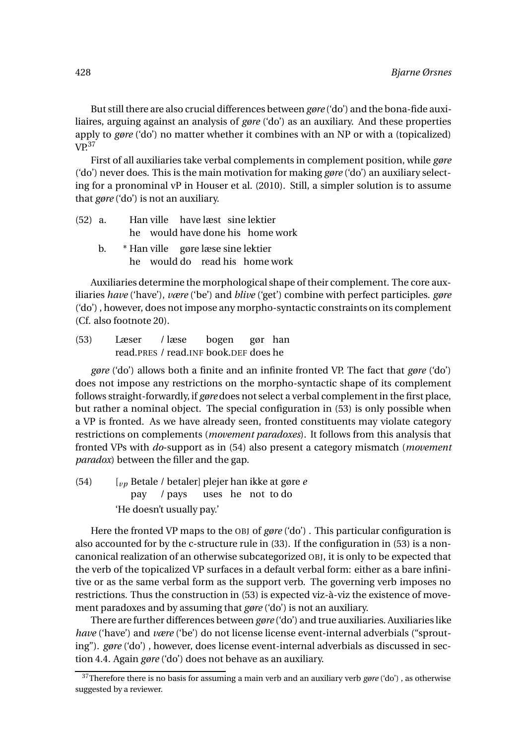But still there are also crucial differences between *gøre* ('do') and the bona-fide auxiliaires, arguing against an analysis of *gøre* ('do') as an auxiliary. And these properties apply to *gøre* ('do') no matter whether it combines with an NP or with a (topicalized) VP.[37]

First of all auxiliaries take verbal complements in complement position, while *gøre* ('do') never does. This is the main motivation for making *gøre* ('do') an auxiliary selecting for a pronominal vP in Houser et al. (2010). Still, a simpler solution is to assume that *gøre* ('do') is not an auxiliary.

(52) a. Han ville have læst sine lektier
he would have done his home work

b. * Han ville gøre læse sine lektier
he would do read his home work

Auxiliaries determine the morphological shape of their complement. The core auxiliaries *have* ('have'), *være* ('be') and *blive* ('get') combine with perfect participles. *gøre* ('do') , however, does not impose any morpho-syntactic constraints on its complement (Cf. also footnote 20).

(53) Læser / læse bogen gør han
read.PRES / read.INF book.DEF does he

*gøre* ('do') allows both a finite and an infinite fronted VP. The fact that *gøre* ('do') does not impose any restrictions on the morpho-syntactic shape of its complement follows straight-forwardly, if *gøre* does not select a verbal complement in the first place, but rather a nominal object. The special configuration in (53) is only possible when a VP is fronted. As we have already seen, fronted constituents may violate category restrictions on complements (*movement paradoxes*). It follows from this analysis that fronted VPs with *do*-support as in (54) also present a category mismatch (*movement paradox*) between the filler and the gap.

(54) [$_{vp}$ Betale / betaler] plejer han ikke at gøre *e*
pay / pays uses he not to do
'He doesn't usually pay.'

Here the fronted VP maps to the OBJ of *gøre* ('do') . This particular configuration is also accounted for by the c-structure rule in (33). If the configuration in (53) is a non-canonical realization of an otherwise subcategorized OBJ, it is only to be expected that the verb of the topicalized VP surfaces in a default verbal form: either as a bare infinitive or as the same verbal form as the support verb. The governing verb imposes no restrictions. Thus the construction in (53) is expected viz-à-viz the existence of movement paradoxes and by assuming that *gøre* ('do') is not an auxiliary.

There are further differences between *gøre* ('do') and true auxiliaries. Auxiliaries like *have* ('have') and *være* ('be') do not license license event-internal adverbials ("sprouting"). *gøre* ('do') , however, does license event-internal adverbials as discussed in section 4.4. Again *gøre* ('do') does not behave as an auxiliary.

[37] Therefore there is no basis for assuming a main verb and an auxiliary verb *gøre* ('do') , as otherwise suggested by a reviewer.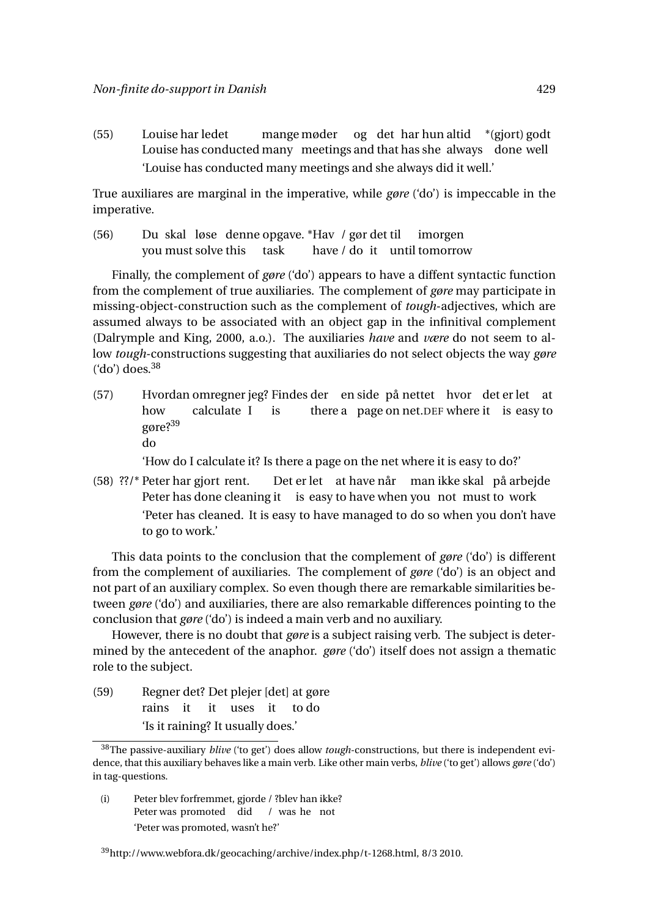(55) Louise har ledet mange møder og det har hun altid *(gjort) godt
Louise has conducted many meetings and that has she always done well
'Louise has conducted many meetings and she always did it well.'

True auxiliares are marginal in the imperative, while *gøre* ('do') is impeccable in the imperative.

(56) Du skal løse denne opgave. *Hav / gør det til imorgen
you must solve this task have / do it until tomorrow

Finally, the complement of *gøre* ('do') appears to have a diffent syntactic function from the complement of true auxiliaries. The complement of *gøre* may participate in missing-object-construction such as the complement of *tough*-adjectives, which are assumed always to be associated with an object gap in the infinitival complement (Dalrymple and King, 2000, a.o.). The auxiliaries *have* and *være* do not seem to allow *tough*-constructions suggesting that auxiliaries do not select objects the way *gøre* ('do') does.[38]

(57) Hvordan omregner jeg? Findes der en side på nettet hvor det er let at gøre?[39]
how calculate I is there a page on net.DEF where it is easy to do
'How do I calculate it? Is there a page on the net where it is easy to do?'

(58) ??/* Peter har gjort rent. Det er let at have når man ikke skal på arbejde
Peter has done cleaning it is easy to have when you not must to work
'Peter has cleaned. It is easy to have managed to do so when you don't have to go to work.'

This data points to the conclusion that the complement of *gøre* ('do') is different from the complement of auxiliaries. The complement of *gøre* ('do') is an object and not part of an auxiliary complex. So even though there are remarkable similarities between *gøre* ('do') and auxiliaries, there are also remarkable differences pointing to the conclusion that *gøre* ('do') is indeed a main verb and no auxiliary.

However, there is no doubt that *gøre* is a subject raising verb. The subject is determined by the antecedent of the anaphor. *gøre* ('do') itself does not assign a thematic role to the subject.

(59) Regner det? Det plejer [det] at gøre
rains it it uses it to do
'Is it raining? It usually does.'

---

[38] The passive-auxiliary *blive* ('to get') does allow *tough*-constructions, but there is independent evidence, that this auxiliary behaves like a main verb. Like other main verbs, *blive* ('to get') allows *gøre* ('do') in tag-questions.

(i) Peter blev forfremmet, gjorde / ?blev han ikke?
Peter was promoted did / was he not
'Peter was promoted, wasn't he?'

[39] http://www.webfora.dk/geocaching/archive/index.php/t-1268.html, 8/3 2010.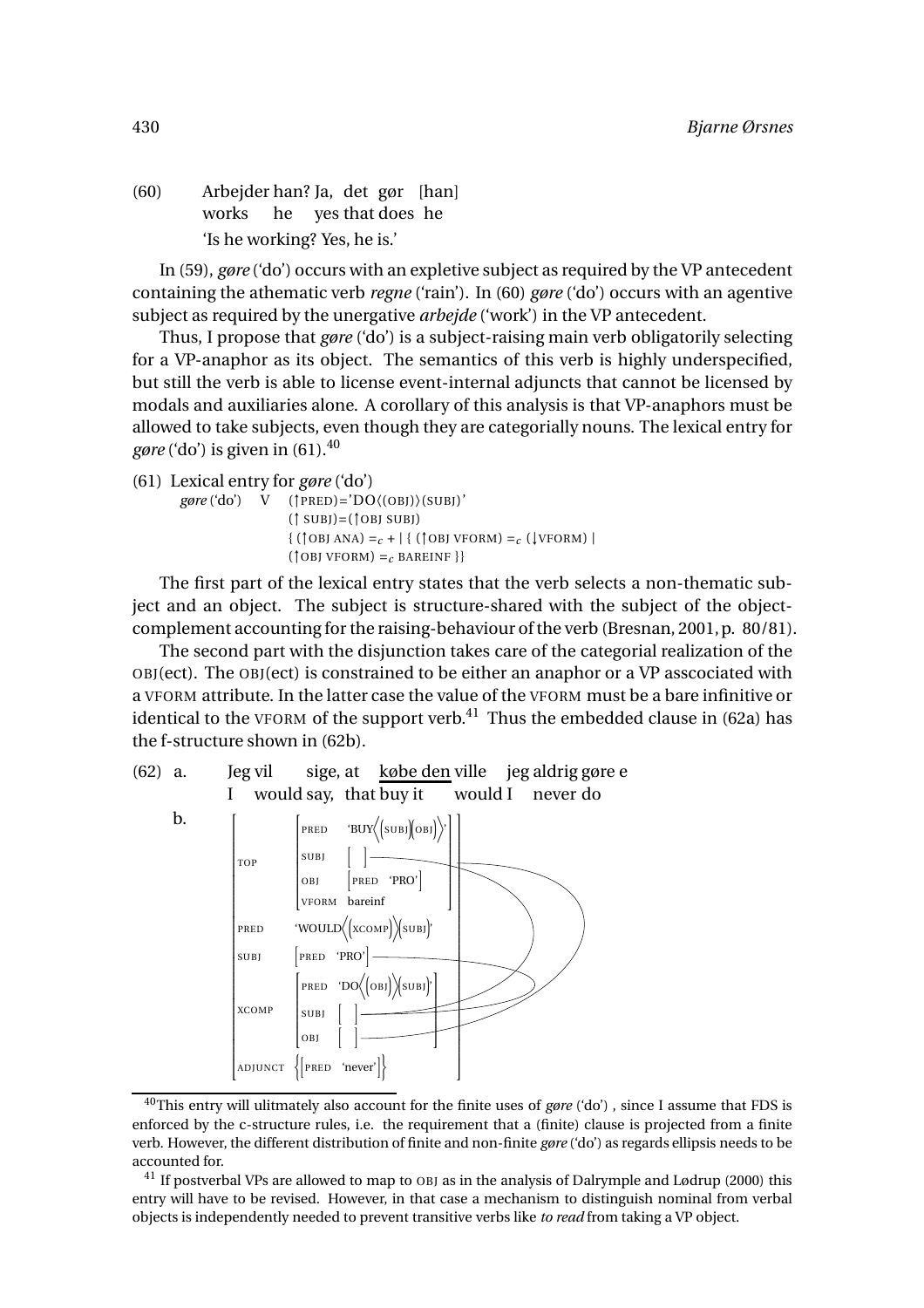(60) Arbejder han? Ja, det gør [han]
works he yes that does he
'Is he working? Yes, he is.'

In (59), *gøre* ('do') occurs with an expletive subject as required by the VP antecedent containing the athematic verb *regne* ('rain'). In (60) *gøre* ('do') occurs with an agentive subject as required by the unergative *arbejde* ('work') in the VP antecedent.

Thus, I propose that *gøre* ('do') is a subject-raising main verb obligatorily selecting for a VP-anaphor as its object. The semantics of this verb is highly underspecified, but still the verb is able to license event-internal adjuncts that cannot be licensed by modals and auxiliaries alone. A corollary of this analysis is that VP-anaphors must be allowed to take subjects, even though they are categorially nouns. The lexical entry for *gøre* ('do') is given in (61).[40]

(61) Lexical entry for *gøre* ('do')

*gøre* ('do') V (↑PRED)='DO⟨(OBJ)⟩(SUBJ)'
(↑ SUBJ)=(↑OBJ SUBJ)
{ (↑OBJ ANA) $=_c$ + | { (↑OBJ VFORM) $=_c$ (↓VFORM) |
(↑OBJ VFORM) $=_c$ BAREINF }}

The first part of the lexical entry states that the verb selects a non-thematic subject and an object. The subject is structure-shared with the subject of the object-complement accounting for the raising-behaviour of the verb (Bresnan, 2001, p. 80/81).

The second part with the disjunction takes care of the categorial realization of the OBJ(ect). The OBJ(ect) is constrained to be either an anaphor or a VP asscociated with a VFORM attribute. In the latter case the value of the VFORM must be a bare infinitive or identical to the VFORM of the support verb.[41] Thus the embedded clause in (62a) has the f-structure shown in (62b).

(62) a. Jeg vil sige, at købe den ville jeg aldrig gøre e
I would say, that buy it would I never do

b.
```
[ TOP     [ PRED   'BUY⟨(SUBJ)(OBJ)⟩'
          [ SUBJ   [ ]
          [ OBJ    [ PRED 'PRO' ]
          [ VFORM  bareinf           ]
  PRED    'WOULD⟨(XCOMP)⟩(SUBJ)'
  SUBJ    [ PRED 'PRO' ]
  XCOMP   [ PRED   'DO⟨(OBJ)⟩(SUBJ)'
          [ SUBJ   [ ]
          [ OBJ    [ ]               ]
  ADJUNCT { [ PRED 'never' ] }       ]
```

[40] This entry will ulitmately also account for the finite uses of *gøre* ('do') , since I assume that FDS is enforced by the c-structure rules, i.e. the requirement that a (finite) clause is projected from a finite verb. However, the different distribution of finite and non-finite *gøre* ('do') as regards ellipsis needs to be accounted for.

[41] If postverbal VPs are allowed to map to OBJ as in the analysis of Dalrymple and Lødrup (2000) this entry will have to be revised. However, in that case a mechanism to distinguish nominal from verbal objects is independently needed to prevent transitive verbs like *to read* from taking a VP object.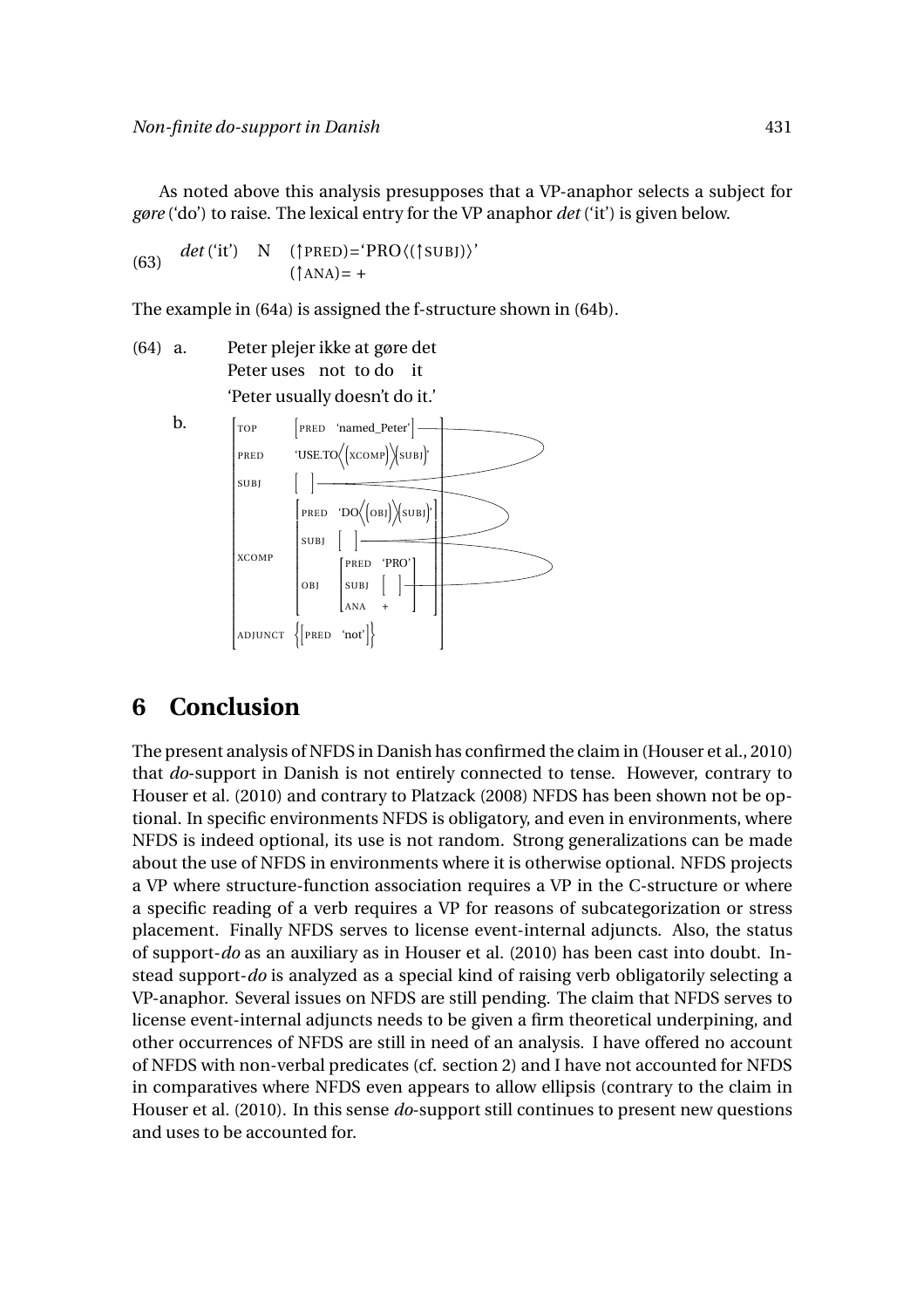As noted above this analysis presupposes that a VP-anaphor selects a subject for *gøre* ('do') to raise. The lexical entry for the VP anaphor *det* ('it') is given below.

(63) *det* ('it') N (↑PRED)='PRO⟨(↑SUBJ)⟩'
(↑ANA)= +

The example in (64a) is assigned the f-structure shown in (64b).

(64) a. Peter plejer ikke at gøre det
Peter uses not to do it
'Peter usually doesn't do it.'

b.

```
[ TOP      [ PRED 'named_Peter' ]
  PRED     'USE.TO⟨(XCOMP)⟩(SUBJ)'
  SUBJ     [ ]
  XCOMP    [ PRED  'DO⟨(OBJ)⟩(SUBJ)'
             SUBJ  [ ]
             OBJ   [ PRED 'PRO'
                     SUBJ [ ]
                     ANA  + ] ]
  ADJUNCT  { [ PRED 'not' ] } ]
```

## 6 Conclusion

The present analysis of NFDS in Danish has confirmed the claim in (Houser et al., 2010) that *do*-support in Danish is not entirely connected to tense. However, contrary to Houser et al. (2010) and contrary to Platzack (2008) NFDS has been shown not be optional. In specific environments NFDS is obligatory, and even in environments, where NFDS is indeed optional, its use is not random. Strong generalizations can be made about the use of NFDS in environments where it is otherwise optional. NFDS projects a VP where structure-function association requires a VP in the C-structure or where a specific reading of a verb requires a VP for reasons of subcategorization or stress placement. Finally NFDS serves to license event-internal adjuncts. Also, the status of support-*do* as an auxiliary as in Houser et al. (2010) has been cast into doubt. Instead support-*do* is analyzed as a special kind of raising verb obligatorily selecting a VP-anaphor. Several issues on NFDS are still pending. The claim that NFDS serves to license event-internal adjuncts needs to be given a firm theoretical underpining, and other occurrences of NFDS are still in need of an analysis. I have offered no account of NFDS with non-verbal predicates (cf. section 2) and I have not accounted for NFDS in comparatives where NFDS even appears to allow ellipsis (contrary to the claim in Houser et al. (2010). In this sense *do*-support still continues to present new questions and uses to be accounted for.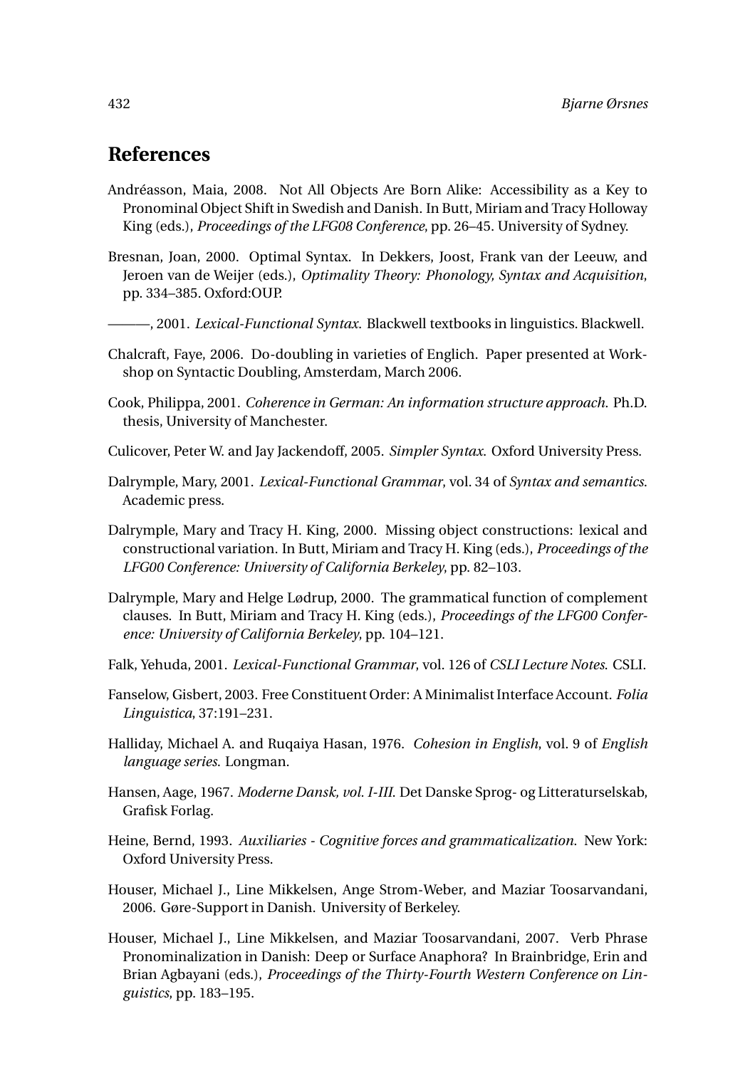## References

Andréasson, Maia, 2008. Not All Objects Are Born Alike: Accessibility as a Key to Pronominal Object Shift in Swedish and Danish. In Butt, Miriam and Tracy Holloway King (eds.), *Proceedings of the LFG08 Conference*, pp. 26–45. University of Sydney.

Bresnan, Joan, 2000. Optimal Syntax. In Dekkers, Joost, Frank van der Leeuw, and Jeroen van de Weijer (eds.), *Optimality Theory: Phonology, Syntax and Acquisition*, pp. 334–385. Oxford:OUP.

———, 2001. *Lexical-Functional Syntax*. Blackwell textbooks in linguistics. Blackwell.

Chalcraft, Faye, 2006. Do-doubling in varieties of Englich. Paper presented at Workshop on Syntactic Doubling, Amsterdam, March 2006.

Cook, Philippa, 2001. *Coherence in German: An information structure approach*. Ph.D. thesis, University of Manchester.

Culicover, Peter W. and Jay Jackendoff, 2005. *Simpler Syntax*. Oxford University Press.

Dalrymple, Mary, 2001. *Lexical-Functional Grammar*, vol. 34 of *Syntax and semantics*. Academic press.

Dalrymple, Mary and Tracy H. King, 2000. Missing object constructions: lexical and constructional variation. In Butt, Miriam and Tracy H. King (eds.), *Proceedings of the LFG00 Conference: University of California Berkeley*, pp. 82–103.

Dalrymple, Mary and Helge Lødrup, 2000. The grammatical function of complement clauses. In Butt, Miriam and Tracy H. King (eds.), *Proceedings of the LFG00 Conference: University of California Berkeley*, pp. 104–121.

Falk, Yehuda, 2001. *Lexical-Functional Grammar*, vol. 126 of *CSLI Lecture Notes*. CSLI.

Fanselow, Gisbert, 2003. Free Constituent Order: A Minimalist Interface Account. *Folia Linguistica*, 37:191–231.

Halliday, Michael A. and Ruqaiya Hasan, 1976. *Cohesion in English*, vol. 9 of *English language series*. Longman.

Hansen, Aage, 1967. *Moderne Dansk, vol. I-III*. Det Danske Sprog- og Litteraturselskab, Grafisk Forlag.

Heine, Bernd, 1993. *Auxiliaries - Cognitive forces and grammaticalization*. New York: Oxford University Press.

Houser, Michael J., Line Mikkelsen, Ange Strom-Weber, and Maziar Toosarvandani, 2006. Gøre-Support in Danish. University of Berkeley.

Houser, Michael J., Line Mikkelsen, and Maziar Toosarvandani, 2007. Verb Phrase Pronominalization in Danish: Deep or Surface Anaphora? In Brainbridge, Erin and Brian Agbayani (eds.), *Proceedings of the Thirty-Fourth Western Conference on Linguistics*, pp. 183–195.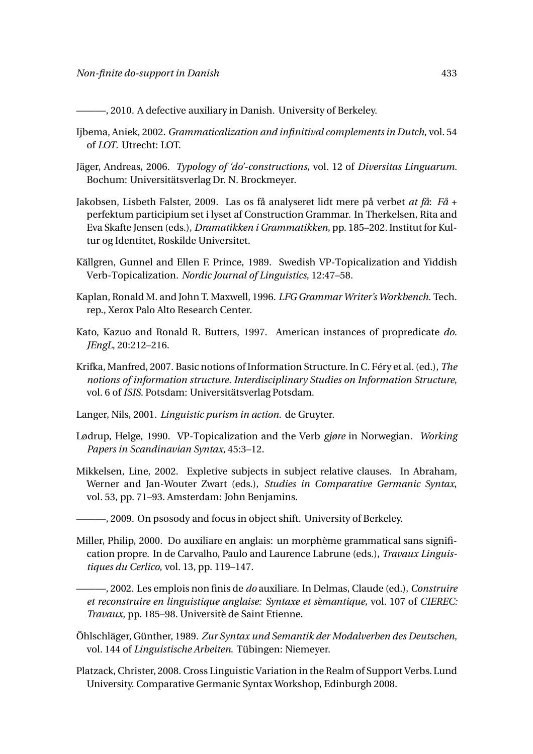———, 2010. A defective auxiliary in Danish. University of Berkeley.

Ijbema, Aniek, 2002. *Grammaticalization and infinitival complements in Dutch*, vol. 54 of *LOT*. Utrecht: LOT.

Jäger, Andreas, 2006. *Typology of 'do'-constructions*, vol. 12 of *Diversitas Linguarum*. Bochum: Universitätsverlag Dr. N. Brockmeyer.

Jakobsen, Lisbeth Falster, 2009. Las os få analyseret lidt mere på verbet *at få*: *Få* + perfektum participium set i lyset af Construction Grammar. In Therkelsen, Rita and Eva Skafte Jensen (eds.), *Dramatikken i Grammatikken*, pp. 185–202. Institut for Kultur og Identitet, Roskilde Universitet.

Källgren, Gunnel and Ellen F. Prince, 1989. Swedish VP-Topicalization and Yiddish Verb-Topicalization. *Nordic Journal of Linguistics*, 12:47–58.

Kaplan, Ronald M. and John T. Maxwell, 1996. *LFG Grammar Writer's Workbench*. Tech. rep., Xerox Palo Alto Research Center.

Kato, Kazuo and Ronald R. Butters, 1997. American instances of propredicate *do*. *JEngL*, 20:212–216.

Krifka, Manfred, 2007. Basic notions of Information Structure. In C. Féry et al. (ed.), *The notions of information structure. Interdisciplinary Studies on Information Structure*, vol. 6 of *ISIS*. Potsdam: Universitätsverlag Potsdam.

Langer, Nils, 2001. *Linguistic purism in action*. de Gruyter.

Lødrup, Helge, 1990. VP-Topicalization and the Verb *gjøre* in Norwegian. *Working Papers in Scandinavian Syntax*, 45:3–12.

Mikkelsen, Line, 2002. Expletive subjects in subject relative clauses. In Abraham, Werner and Jan-Wouter Zwart (eds.), *Studies in Comparative Germanic Syntax*, vol. 53, pp. 71–93. Amsterdam: John Benjamins.

———, 2009. On psosody and focus in object shift. University of Berkeley.

Miller, Philip, 2000. Do auxiliare en anglais: un morphème grammatical sans signification propre. In de Carvalho, Paulo and Laurence Labrune (eds.), *Travaux Linguistiques du Cerlico*, vol. 13, pp. 119–147.

———, 2002. Les emplois non finis de *do* auxiliare. In Delmas, Claude (ed.), *Construire et reconstruire en linguistique anglaise: Syntaxe et sèmantique*, vol. 107 of *CIEREC: Travaux*, pp. 185–98. Universitè de Saint Etienne.

Öhlschläger, Günther, 1989. *Zur Syntax und Semantik der Modalverben des Deutschen*, vol. 144 of *Linguistische Arbeiten*. Tübingen: Niemeyer.

Platzack, Christer, 2008. Cross Linguistic Variation in the Realm of Support Verbs. Lund University. Comparative Germanic Syntax Workshop, Edinburgh 2008.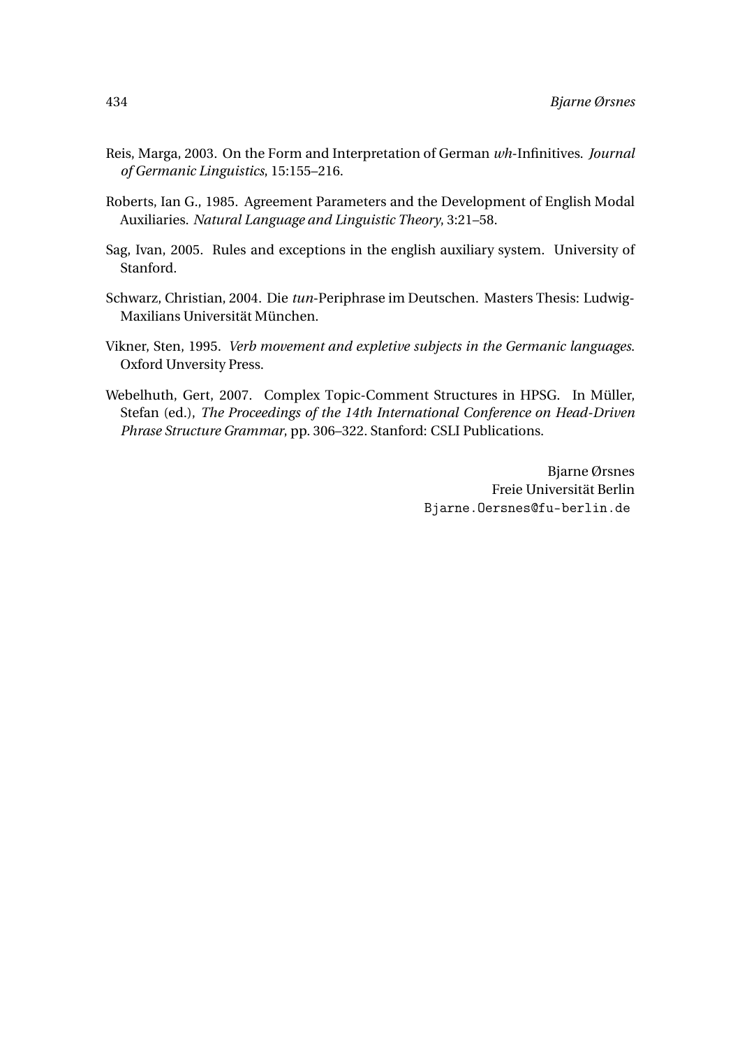Reis, Marga, 2003. On the Form and Interpretation of German *wh*-Infinitives. *Journal of Germanic Linguistics*, 15:155–216.

Roberts, Ian G., 1985. Agreement Parameters and the Development of English Modal Auxiliaries. *Natural Language and Linguistic Theory*, 3:21–58.

Sag, Ivan, 2005. Rules and exceptions in the english auxiliary system. University of Stanford.

Schwarz, Christian, 2004. Die *tun*-Periphrase im Deutschen. Masters Thesis: Ludwig-Maxilians Universität München.

Vikner, Sten, 1995. *Verb movement and expletive subjects in the Germanic languages*. Oxford Unversity Press.

Webelhuth, Gert, 2007. Complex Topic-Comment Structures in HPSG. In Müller, Stefan (ed.), *The Proceedings of the 14th International Conference on Head-Driven Phrase Structure Grammar*, pp. 306–322. Stanford: CSLI Publications.

Bjarne Ørsnes
Freie Universität Berlin
`Bjarne.Oersnes@fu-berlin.de`